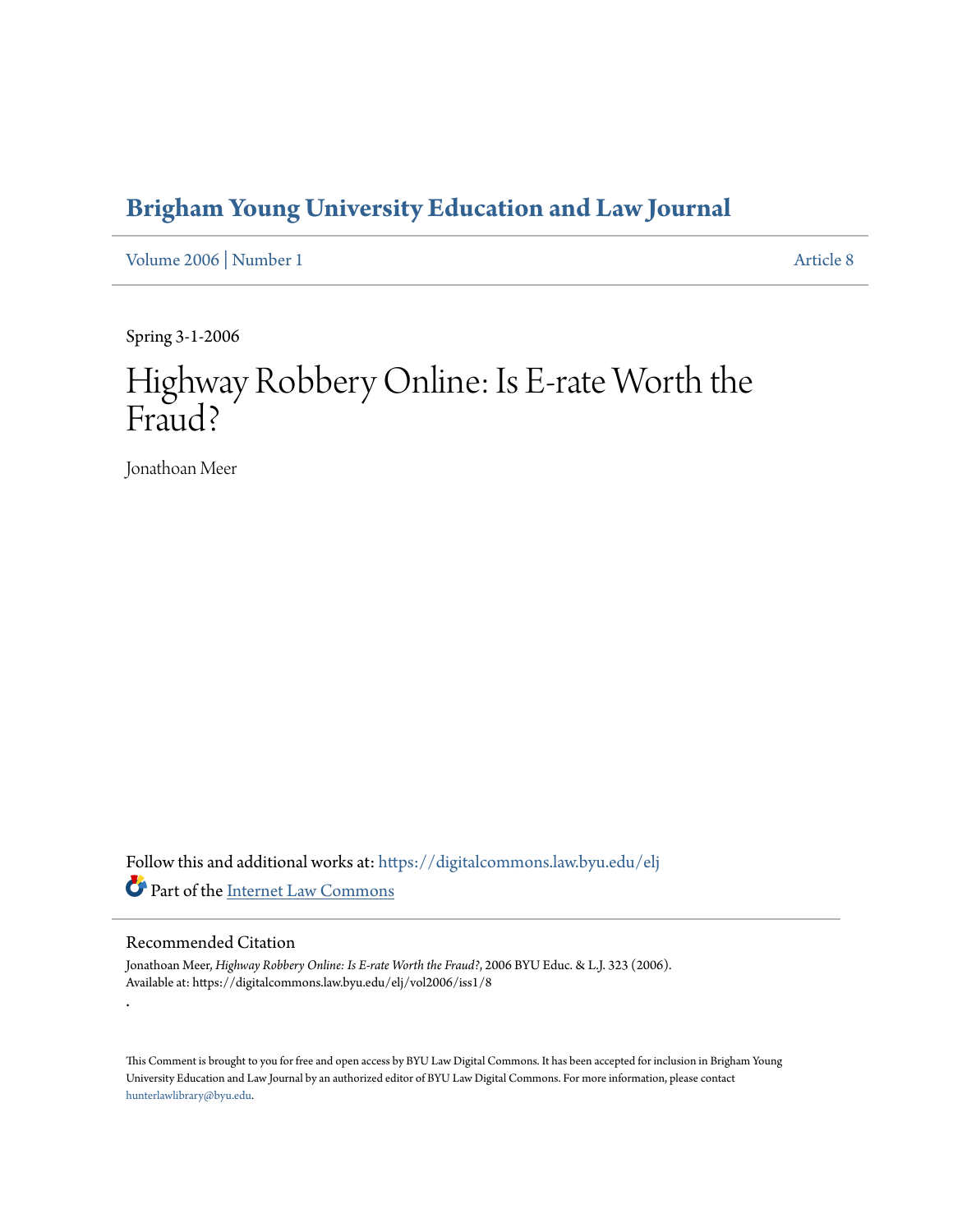# Brigham Young University Education and Law Journal

Volume 2006 | Number 1 Article 8

Spring 3-1-2006

# Highway Robbery Online: Is E-rate Worth the Fraud?

Jonathoan Meer

Follow this and additional works at: https://digitalcommons.law.byu.edu/elj

Part of the Internet Law Commons

## Recommended Citation

Jonathoan Meer, *Highway Robbery Online: Is E-rate Worth the Fraud?*, 2006 BYU Educ. & L.J. 323 (2006).
Available at: https://digitalcommons.law.byu.edu/elj/vol2006/iss1/8

.

This Comment is brought to you for free and open access by BYU Law Digital Commons. It has been accepted for inclusion in Brigham Young University Education and Law Journal by an authorized editor of BYU Law Digital Commons. For more information, please contact hunterlawlibrary@byu.edu.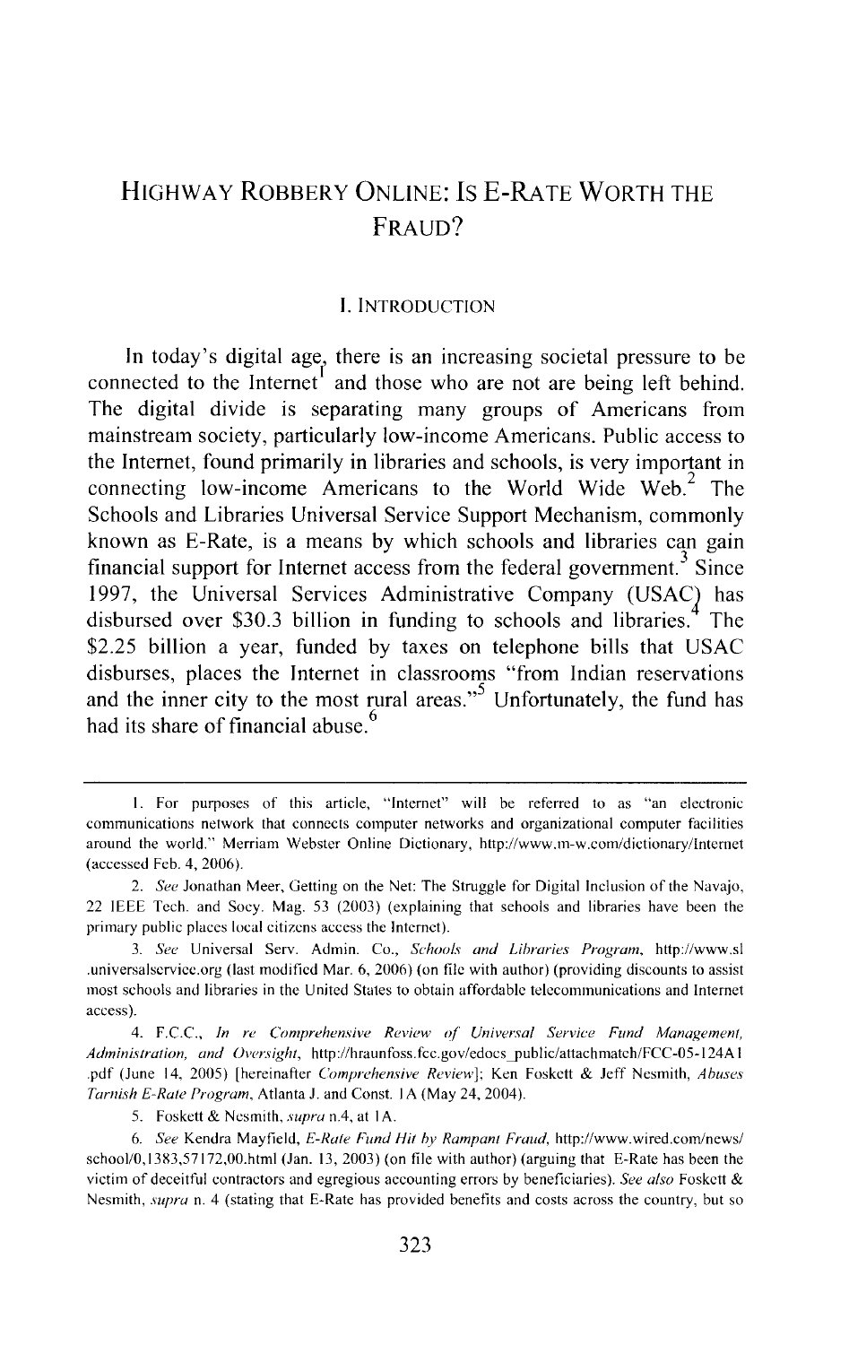# HIGHWAY ROBBERY ONLINE: IS E-RATE WORTH THE FRAUD?

## I. INTRODUCTION

In today's digital age, there is an increasing societal pressure to be connected to the Internet[1] and those who are not are being left behind. The digital divide is separating many groups of Americans from mainstream society, particularly low-income Americans. Public access to the Internet, found primarily in libraries and schools, is very important in connecting low-income Americans to the World Wide Web.[2] The Schools and Libraries Universal Service Support Mechanism, commonly known as E-Rate, is a means by which schools and libraries can gain financial support for Internet access from the federal government.[3] Since 1997, the Universal Services Administrative Company (USAC) has disbursed over $30.3 billion in funding to schools and libraries.[4] The $2.25 billion a year, funded by taxes on telephone bills that USAC disburses, places the Internet in classrooms "from Indian reservations and the inner city to the most rural areas."[5] Unfortunately, the fund has had its share of financial abuse.[6]

---

1. For purposes of this article, "Internet" will be referred to as "an electronic communications network that connects computer networks and organizational computer facilities around the world." Merriam Webster Online Dictionary, http://www.m-w.com/dictionary/Internet (accessed Feb. 4, 2006).

2. *See* Jonathan Meer, Getting on the Net: The Struggle for Digital Inclusion of the Navajo, 22 IEEE Tech. and Socy. Mag. 53 (2003) (explaining that schools and libraries have been the primary public places local citizens access the Internet).

3. *See* Universal Serv. Admin. Co., *Schools and Libraries Program*, http://www.sl.universalservice.org (last modified Mar. 6, 2006) (on file with author) (providing discounts to assist most schools and libraries in the United States to obtain affordable telecommunications and Internet access).

4. F.C.C., *In re Comprehensive Review of Universal Service Fund Management, Administration, and Oversight*, http://hraunfoss.fcc.gov/edocs_public/attachmatch/FCC-05-124A1.pdf (June 14, 2005) [hereinafter *Comprehensive Review*]; Ken Foskett & Jeff Nesmith, *Abuses Tarnish E-Rate Program*, Atlanta J. and Const. 1A (May 24, 2004).

5. Foskett & Nesmith, *supra* n.4, at 1A.

6. *See* Kendra Mayfield, *E-Rate Fund Hit by Rampant Fraud*, http://www.wired.com/news/school/0,1383,57172,00.html (Jan. 13, 2003) (on file with author) (arguing that E-Rate has been the victim of deceitful contractors and egregious accounting errors by beneficiaries). *See also* Foskett & Nesmith, *supra* n. 4 (stating that E-Rate has provided benefits and costs across the country, but so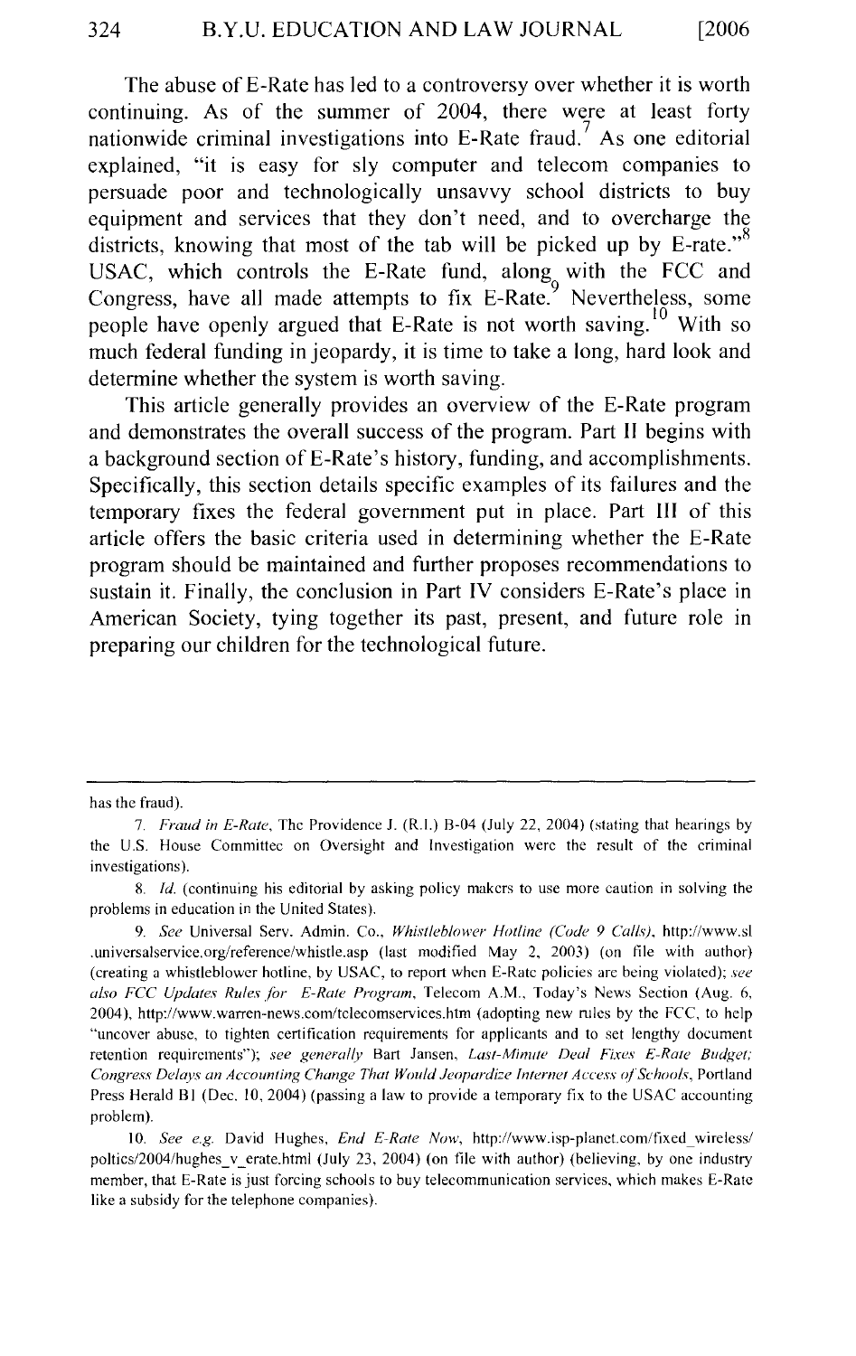The abuse of E-Rate has led to a controversy over whether it is worth continuing. As of the summer of 2004, there were at least forty nationwide criminal investigations into E-Rate fraud.[7] As one editorial explained, "it is easy for sly computer and telecom companies to persuade poor and technologically unsavvy school districts to buy equipment and services that they don't need, and to overcharge the districts, knowing that most of the tab will be picked up by E-rate."[8] USAC, which controls the E-Rate fund, along with the FCC and Congress, have all made attempts to fix E-Rate.[9] Nevertheless, some people have openly argued that E-Rate is not worth saving.[10] With so much federal funding in jeopardy, it is time to take a long, hard look and determine whether the system is worth saving.

This article generally provides an overview of the E-Rate program and demonstrates the overall success of the program. Part II begins with a background section of E-Rate's history, funding, and accomplishments. Specifically, this section details specific examples of its failures and the temporary fixes the federal government put in place. Part III of this article offers the basic criteria used in determining whether the E-Rate program should be maintained and further proposes recommendations to sustain it. Finally, the conclusion in Part IV considers E-Rate's place in American Society, tying together its past, present, and future role in preparing our children for the technological future.

---

has the fraud).

7. *Fraud in E-Rate*, The Providence J. (R.I.) B-04 (July 22, 2004) (stating that hearings by the U.S. House Committee on Oversight and Investigation were the result of the criminal investigations).

8. *Id.* (continuing his editorial by asking policy makers to use more caution in solving the problems in education in the United States).

9. *See* Universal Serv. Admin. Co., *Whistleblower Hotline (Code 9 Calls)*, http://www.sl.universalservice.org/reference/whistle.asp (last modified May 2, 2003) (on file with author) (creating a whistleblower hotline, by USAC, to report when E-Rate policies are being violated); *see also FCC Updates Rules for E-Rate Program*, Telecom A.M., Today's News Section (Aug. 6, 2004), http://www.warren-news.com/telecomservices.htm (adopting new rules by the FCC, to help "uncover abuse, to tighten certification requirements for applicants and to set lengthy document retention requirements"); *see generally* Bart Jansen, *Last-Minute Deal Fixes E-Rate Budget; Congress Delays an Accounting Change That Would Jeopardize Internet Access of Schools*, Portland Press Herald B1 (Dec. 10, 2004) (passing a law to provide a temporary fix to the USAC accounting problem).

10. *See e.g.* David Hughes, *End E-Rate Now*, http://www.isp-planet.com/fixed_wireless/poltics/2004/hughes_v_erate.html (July 23, 2004) (on file with author) (believing, by one industry member, that E-Rate is just forcing schools to buy telecommunication services, which makes E-Rate like a subsidy for the telephone companies).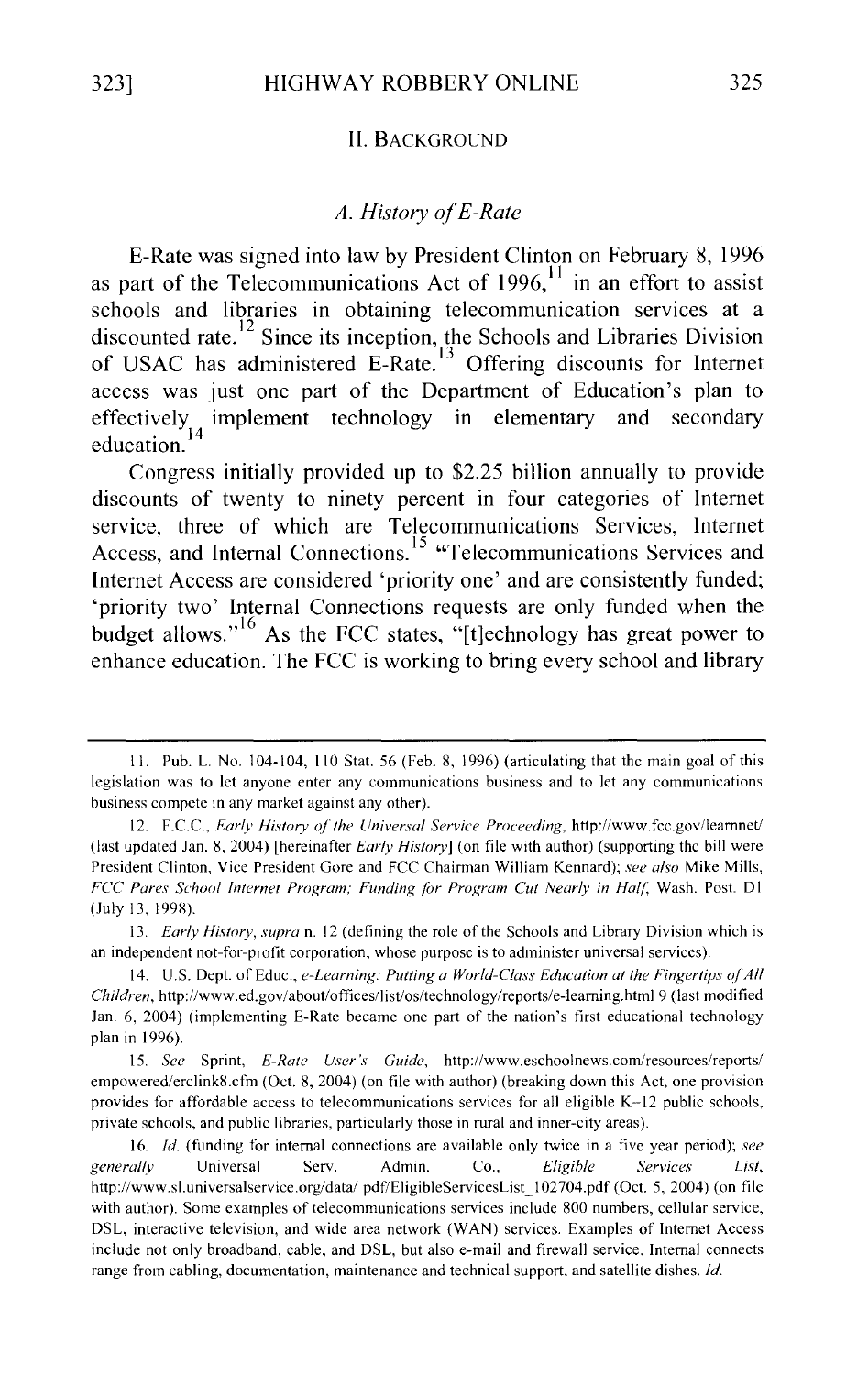## II. Background

### A. History of E-Rate

E-Rate was signed into law by President Clinton on February 8, 1996 as part of the Telecommunications Act of 1996,[11] in an effort to assist schools and libraries in obtaining telecommunication services at a discounted rate.[12] Since its inception, the Schools and Libraries Division of USAC has administered E-Rate.[13] Offering discounts for Internet access was just one part of the Department of Education's plan to effectively implement technology in elementary and secondary education.[14]

Congress initially provided up to $2.25 billion annually to provide discounts of twenty to ninety percent in four categories of Internet service, three of which are Telecommunications Services, Internet Access, and Internal Connections.[15] "Telecommunications Services and Internet Access are considered 'priority one' and are consistently funded; 'priority two' Internal Connections requests are only funded when the budget allows."[16] As the FCC states, "[t]echnology has great power to enhance education. The FCC is working to bring every school and library

---

11. Pub. L. No. 104-104, 110 Stat. 56 (Feb. 8, 1996) (articulating that the main goal of this legislation was to let anyone enter any communications business and to let any communications business compete in any market against any other).

12. F.C.C., *Early History of the Universal Service Proceeding*, http://www.fcc.gov/learnnet/ (last updated Jan. 8, 2004) [hereinafter *Early History*] (on file with author) (supporting the bill were President Clinton, Vice President Gore and FCC Chairman William Kennard); *see also* Mike Mills, *FCC Pares School Internet Program; Funding for Program Cut Nearly in Half*, Wash. Post. D1 (July 13, 1998).

13. *Early History*, *supra* n. 12 (defining the role of the Schools and Library Division which is an independent not-for-profit corporation, whose purpose is to administer universal services).

14. U.S. Dept. of Educ., *e-Learning: Putting a World-Class Education at the Fingertips of All Children*, http://www.ed.gov/about/offices/list/os/technology/reports/e-learning.html 9 (last modified Jan. 6, 2004) (implementing E-Rate became one part of the nation's first educational technology plan in 1996).

15. *See* Sprint, *E-Rate User's Guide*, http://www.eschoolnews.com/resources/reports/empowered/erclink8.cfm (Oct. 8, 2004) (on file with author) (breaking down this Act, one provision provides for affordable access to telecommunications services for all eligible K–12 public schools, private schools, and public libraries, particularly those in rural and inner-city areas).

16. *Id.* (funding for internal connections are available only twice in a five year period); *see generally* Universal Serv. Admin. Co., *Eligible Services List*, http://www.sl.universalservice.org/data/ pdf/EligibleServicesList_102704.pdf (Oct. 5, 2004) (on file with author). Some examples of telecommunications services include 800 numbers, cellular service, DSL, interactive television, and wide area network (WAN) services. Examples of Internet Access include not only broadband, cable, and DSL, but also e-mail and firewall service. Internal connects range from cabling, documentation, maintenance and technical support, and satellite dishes. *Id.*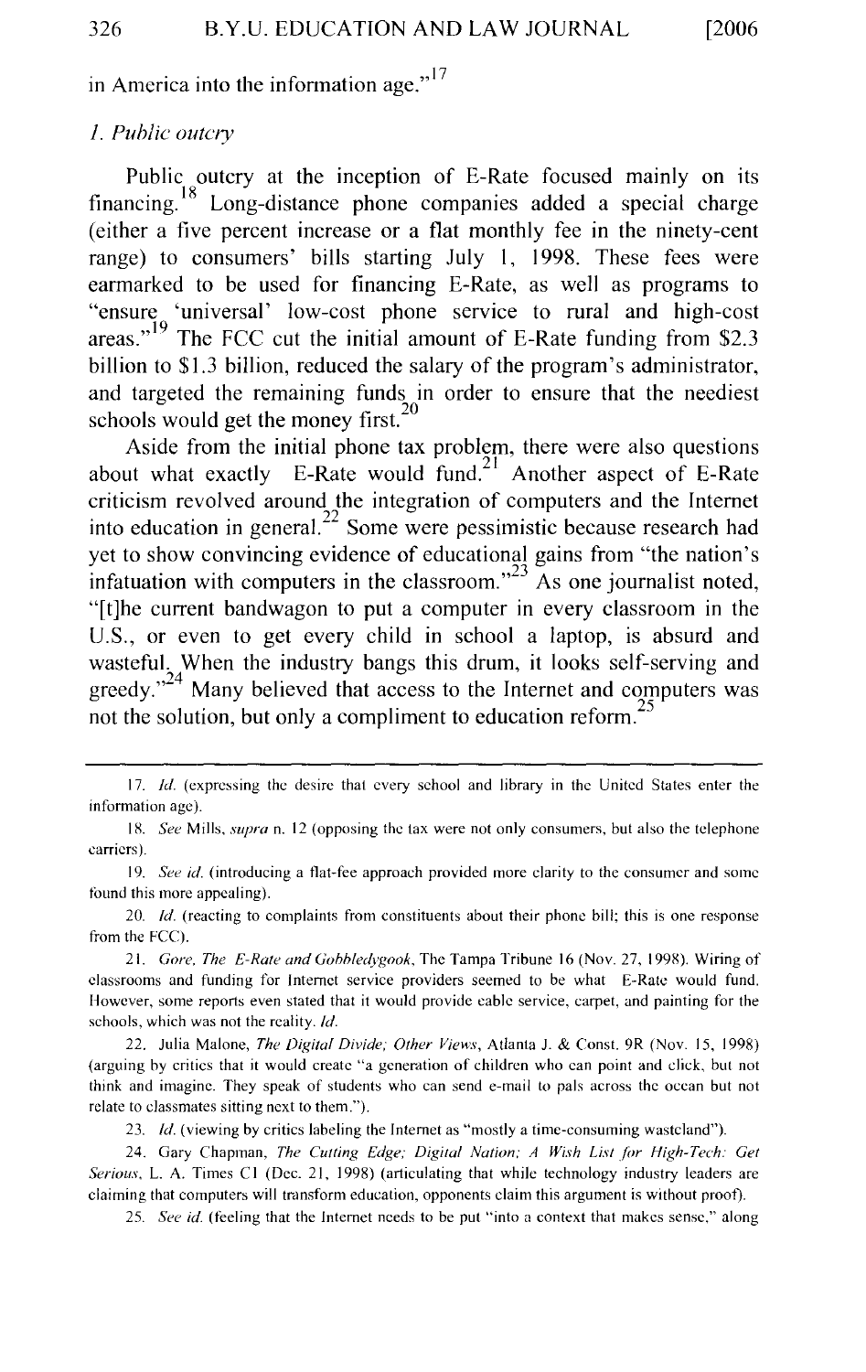in America into the information age."[17]

### *1. Public outcry*

Public outcry at the inception of E-Rate focused mainly on its financing.[18] Long-distance phone companies added a special charge (either a five percent increase or a flat monthly fee in the ninety-cent range) to consumers' bills starting July 1, 1998. These fees were earmarked to be used for financing E-Rate, as well as programs to "ensure 'universal' low-cost phone service to rural and high-cost areas."[19] The FCC cut the initial amount of E-Rate funding from $2.3 billion to $1.3 billion, reduced the salary of the program's administrator, and targeted the remaining funds in order to ensure that the neediest schools would get the money first.[20]

Aside from the initial phone tax problem, there were also questions about what exactly E-Rate would fund.[21] Another aspect of E-Rate criticism revolved around the integration of computers and the Internet into education in general.[22] Some were pessimistic because research had yet to show convincing evidence of educational gains from "the nation's infatuation with computers in the classroom."[23] As one journalist noted, "[t]he current bandwagon to put a computer in every classroom in the U.S., or even to get every child in school a laptop, is absurd and wasteful. When the industry bangs this drum, it looks self-serving and greedy."[24] Many believed that access to the Internet and computers was not the solution, but only a compliment to education reform.[25]

---

17. *Id.* (expressing the desire that every school and library in the United States enter the information age).

18. *See* Mills, *supra* n. 12 (opposing the tax were not only consumers, but also the telephone carriers).

19. *See id.* (introducing a flat-fee approach provided more clarity to the consumer and some found this more appealing).

20. *Id.* (reacting to complaints from constituents about their phone bill; this is one response from the FCC).

21. *Gore, The E-Rate and Gobbledygook*, The Tampa Tribune 16 (Nov. 27, 1998). Wiring of classrooms and funding for Internet service providers seemed to be what E-Rate would fund. However, some reports even stated that it would provide cable service, carpet, and painting for the schools, which was not the reality. *Id.*

22. Julia Malone, *The Digital Divide; Other Views*, Atlanta J. & Const. 9R (Nov. 15, 1998) (arguing by critics that it would create "a generation of children who can point and click, but not think and imagine. They speak of students who can send e-mail to pals across the ocean but not relate to classmates sitting next to them.").

23. *Id.* (viewing by critics labeling the Internet as "mostly a time-consuming wasteland").

24. Gary Chapman, *The Cutting Edge; Digital Nation; A Wish List for High-Tech: Get Serious*, L. A. Times C1 (Dec. 21, 1998) (articulating that while technology industry leaders are claiming that computers will transform education, opponents claim this argument is without proof).

25. *See id.* (feeling that the Internet needs to be put "into a context that makes sense," along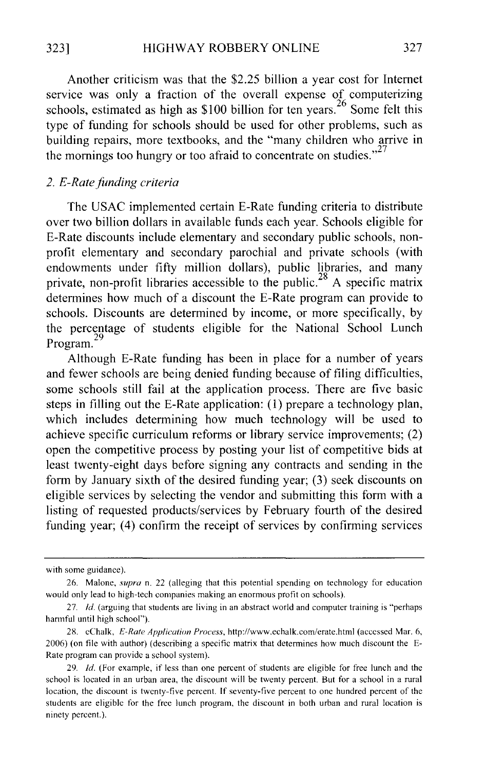Another criticism was that the $2.25 billion a year cost for Internet service was only a fraction of the overall expense of computerizing schools, estimated as high as $100 billion for ten years.[26] Some felt this type of funding for schools should be used for other problems, such as building repairs, more textbooks, and the "many children who arrive in the mornings too hungry or too afraid to concentrate on studies."[27]

### *2. E-Rate funding criteria*

The USAC implemented certain E-Rate funding criteria to distribute over two billion dollars in available funds each year. Schools eligible for E-Rate discounts include elementary and secondary public schools, non-profit elementary and secondary parochial and private schools (with endowments under fifty million dollars), public libraries, and many private, non-profit libraries accessible to the public.[28] A specific matrix determines how much of a discount the E-Rate program can provide to schools. Discounts are determined by income, or more specifically, by the percentage of students eligible for the National School Lunch Program.[29]

Although E-Rate funding has been in place for a number of years and fewer schools are being denied funding because of filing difficulties, some schools still fail at the application process. There are five basic steps in filling out the E-Rate application: (1) prepare a technology plan, which includes determining how much technology will be used to achieve specific curriculum reforms or library service improvements; (2) open the competitive process by posting your list of competitive bids at least twenty-eight days before signing any contracts and sending in the form by January sixth of the desired funding year; (3) seek discounts on eligible services by selecting the vendor and submitting this form with a listing of requested products/services by February fourth of the desired funding year; (4) confirm the receipt of services by confirming services

---

with some guidance).

26. Malone, *supra* n. 22 (alleging that this potential spending on technology for education would only lead to high-tech companies making an enormous profit on schools).

27. *Id.* (arguing that students are living in an abstract world and computer training is "perhaps harmful until high school").

28. eChalk, *E-Rate Application Process*, http://www.echalk.com/erate.html (accessed Mar. 6, 2006) (on file with author) (describing a specific matrix that determines how much discount the E-Rate program can provide a school system).

29. *Id.* (For example, if less than one percent of students are eligible for free lunch and the school is located in an urban area, the discount will be twenty percent. But for a school in a rural location, the discount is twenty-five percent. If seventy-five percent to one hundred percent of the students are eligible for the free lunch program, the discount in both urban and rural location is ninety percent.).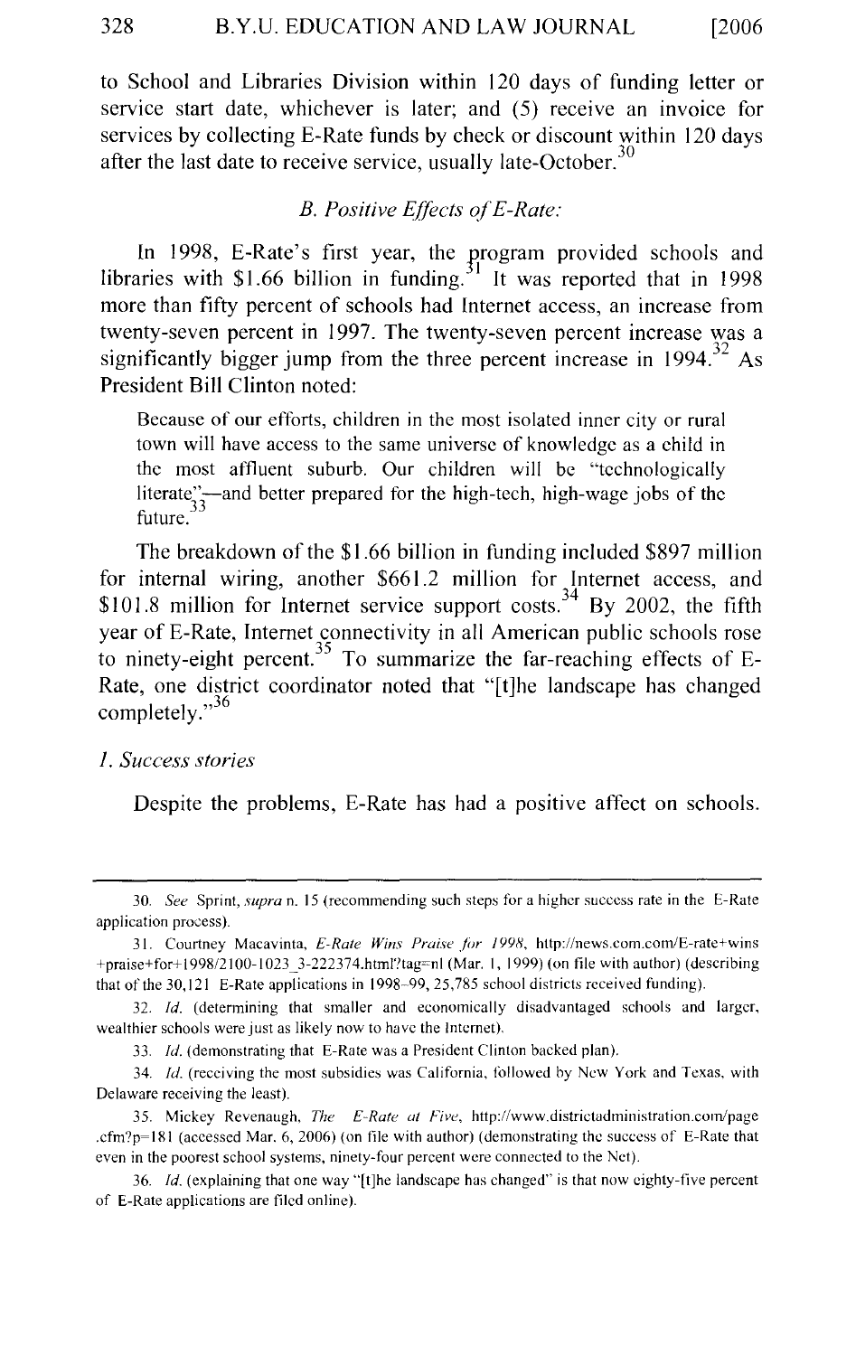to School and Libraries Division within 120 days of funding letter or service start date, whichever is later; and (5) receive an invoice for services by collecting E-Rate funds by check or discount within 120 days after the last date to receive service, usually late-October.[30]

### *B. Positive Effects of E-Rate:*

In 1998, E-Rate's first year, the program provided schools and libraries with $1.66 billion in funding.[31] It was reported that in 1998 more than fifty percent of schools had Internet access, an increase from twenty-seven percent in 1997. The twenty-seven percent increase was a significantly bigger jump from the three percent increase in 1994.[32] As President Bill Clinton noted:

> Because of our efforts, children in the most isolated inner city or rural town will have access to the same universe of knowledge as a child in the most affluent suburb. Our children will be "technologically literate"—and better prepared for the high-tech, high-wage jobs of the future.[33]

The breakdown of the $1.66 billion in funding included $897 million for internal wiring, another $661.2 million for Internet access, and $101.8 million for Internet service support costs.[34] By 2002, the fifth year of E-Rate, Internet connectivity in all American public schools rose to ninety-eight percent.[35] To summarize the far-reaching effects of E-Rate, one district coordinator noted that "[t]he landscape has changed completely."[36]

#### *1. Success stories*

Despite the problems, E-Rate has had a positive affect on schools.

---

30. *See* Sprint, *supra* n. 15 (recommending such steps for a higher success rate in the E-Rate application process).

31. Courtney Macavinta, *E-Rate Wins Praise for 1998*, http://news.com.com/E-rate+wins+praise+for+1998/2100-1023_3-222374.html?tag=nl (Mar. 1, 1999) (on file with author) (describing that of the 30,121 E-Rate applications in 1998–99, 25,785 school districts received funding).

32. *Id.* (determining that smaller and economically disadvantaged schools and larger, wealthier schools were just as likely now to have the Internet).

33. *Id.* (demonstrating that E-Rate was a President Clinton backed plan).

34. *Id.* (receiving the most subsidies was California, followed by New York and Texas, with Delaware receiving the least).

35. Mickey Revenaugh, *The E-Rate at Five*, http://www.districtadministration.com/page.cfm?p=181 (accessed Mar. 6, 2006) (on file with author) (demonstrating the success of E-Rate that even in the poorest school systems, ninety-four percent were connected to the Net).

36. *Id.* (explaining that one way "[t]he landscape has changed" is that now eighty-five percent of E-Rate applications are filed online).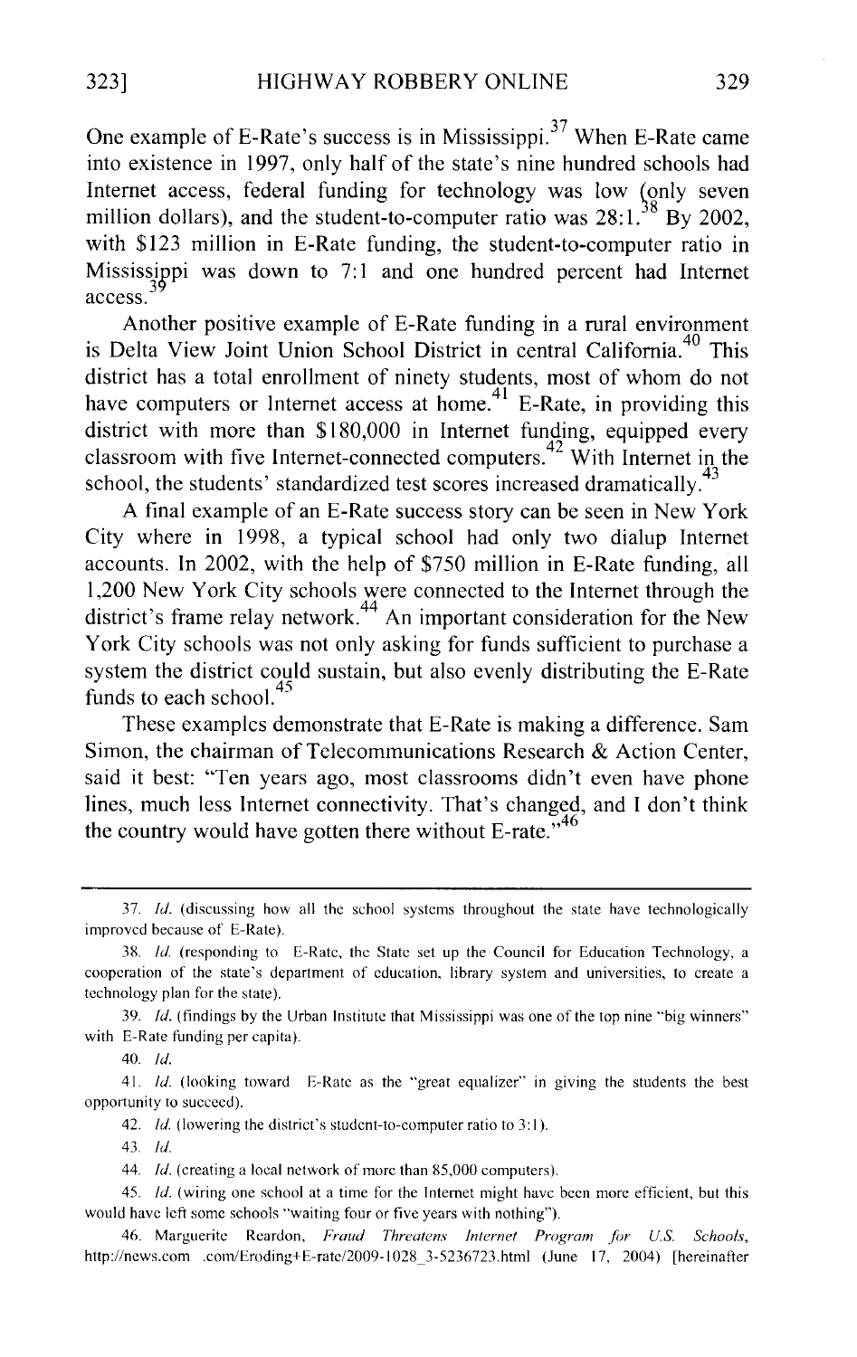One example of E-Rate's success is in Mississippi.[37] When E-Rate came into existence in 1997, only half of the state's nine hundred schools had Internet access, federal funding for technology was low (only seven million dollars), and the student-to-computer ratio was 28:1.[38] By 2002, with $123 million in E-Rate funding, the student-to-computer ratio in Mississippi was down to 7:1 and one hundred percent had Internet access.[39]

Another positive example of E-Rate funding in a rural environment is Delta View Joint Union School District in central California.[40] This district has a total enrollment of ninety students, most of whom do not have computers or Internet access at home.[41] E-Rate, in providing this district with more than $180,000 in Internet funding, equipped every classroom with five Internet-connected computers.[42] With Internet in the school, the students' standardized test scores increased dramatically.[43]

A final example of an E-Rate success story can be seen in New York City where in 1998, a typical school had only two dialup Internet accounts. In 2002, with the help of $750 million in E-Rate funding, all 1,200 New York City schools were connected to the Internet through the district's frame relay network.[44] An important consideration for the New York City schools was not only asking for funds sufficient to purchase a system the district could sustain, but also evenly distributing the E-Rate funds to each school.[45]

These examples demonstrate that E-Rate is making a difference. Sam Simon, the chairman of Telecommunications Research & Action Center, said it best: "Ten years ago, most classrooms didn't even have phone lines, much less Internet connectivity. That's changed, and I don't think the country would have gotten there without E-rate."[46]

---

37. *Id.* (discussing how all the school systems throughout the state have technologically improved because of E-Rate).

38. *Id.* (responding to E-Rate, the State set up the Council for Education Technology, a cooperation of the state's department of education, library system and universities, to create a technology plan for the state).

39. *Id.* (findings by the Urban Institute that Mississippi was one of the top nine "big winners" with E-Rate funding per capita).

40. *Id.*

41. *Id.* (looking toward E-Rate as the "great equalizer" in giving the students the best opportunity to succeed).

42. *Id.* (lowering the district's student-to-computer ratio to 3:1).

43. *Id.*

44. *Id.* (creating a local network of more than 85,000 computers).

45. *Id.* (wiring one school at a time for the Internet might have been more efficient, but this would have left some schools "waiting four or five years with nothing").

46. Marguerite Reardon, *Fraud Threatens Internet Program for U.S. Schools*, http://news.com .com/Eroding+E-rate/2009-1028_3-5236723.html (June 17, 2004) [hereinafter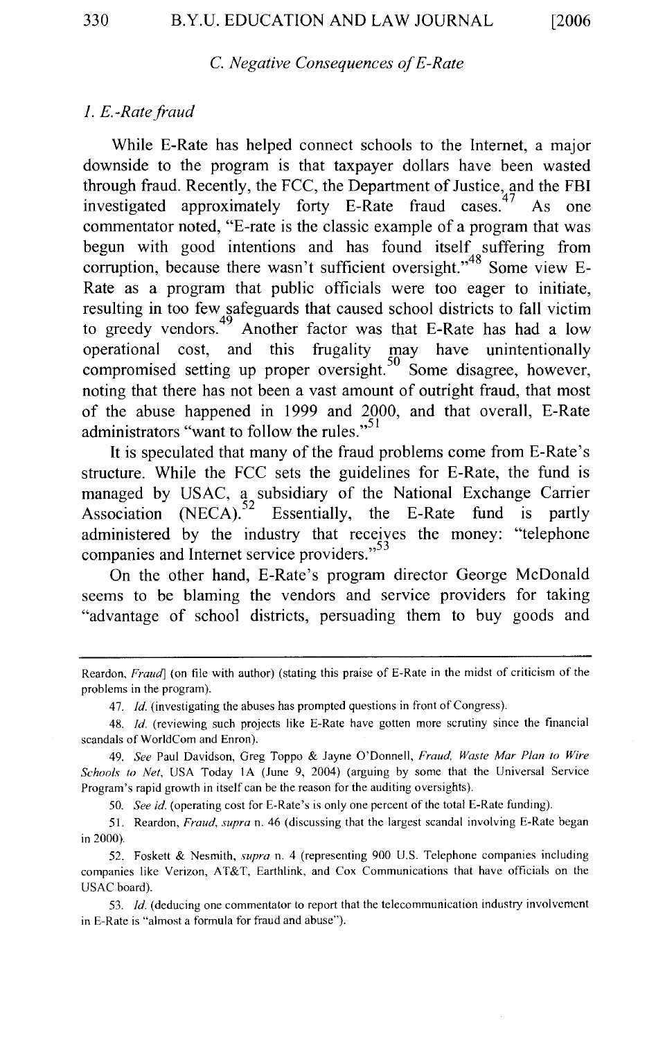### C. Negative Consequences of E-Rate

#### 1. E.-Rate fraud

While E-Rate has helped connect schools to the Internet, a major downside to the program is that taxpayer dollars have been wasted through fraud. Recently, the FCC, the Department of Justice, and the FBI investigated approximately forty E-Rate fraud cases.[47] As one commentator noted, "E-rate is the classic example of a program that was begun with good intentions and has found itself suffering from corruption, because there wasn't sufficient oversight."[48] Some view E-Rate as a program that public officials were too eager to initiate, resulting in too few safeguards that caused school districts to fall victim to greedy vendors.[49] Another factor was that E-Rate has had a low operational cost, and this frugality may have unintentionally compromised setting up proper oversight.[50] Some disagree, however, noting that there has not been a vast amount of outright fraud, that most of the abuse happened in 1999 and 2000, and that overall, E-Rate administrators "want to follow the rules."[51]

It is speculated that many of the fraud problems come from E-Rate's structure. While the FCC sets the guidelines for E-Rate, the fund is managed by USAC, a subsidiary of the National Exchange Carrier Association (NECA).[52] Essentially, the E-Rate fund is partly administered by the industry that receives the money: "telephone companies and Internet service providers."[53]

On the other hand, E-Rate's program director George McDonald seems to be blaming the vendors and service providers for taking "advantage of school districts, persuading them to buy goods and

---

Reardon, *Fraud*] (on file with author) (stating this praise of E-Rate in the midst of criticism of the problems in the program).

47. *Id.* (investigating the abuses has prompted questions in front of Congress).

48. *Id.* (reviewing such projects like E-Rate have gotten more scrutiny since the financial scandals of WorldCom and Enron).

49. *See* Paul Davidson, Greg Toppo & Jayne O'Donnell, *Fraud, Waste Mar Plan to Wire Schools to Net*, USA Today 1A (June 9, 2004) (arguing by some that the Universal Service Program's rapid growth in itself can be the reason for the auditing oversights).

50. *See id.* (operating cost for E-Rate's is only one percent of the total E-Rate funding).

51. Reardon, *Fraud*, *supra* n. 46 (discussing that the largest scandal involving E-Rate began in 2000).

52. Foskett & Nesmith, *supra* n. 4 (representing 900 U.S. Telephone companies including companies like Verizon, AT&T, Earthlink, and Cox Communications that have officials on the USAC board).

53. *Id.* (deducing one commentator to report that the telecommunication industry involvement in E-Rate is "almost a formula for fraud and abuse").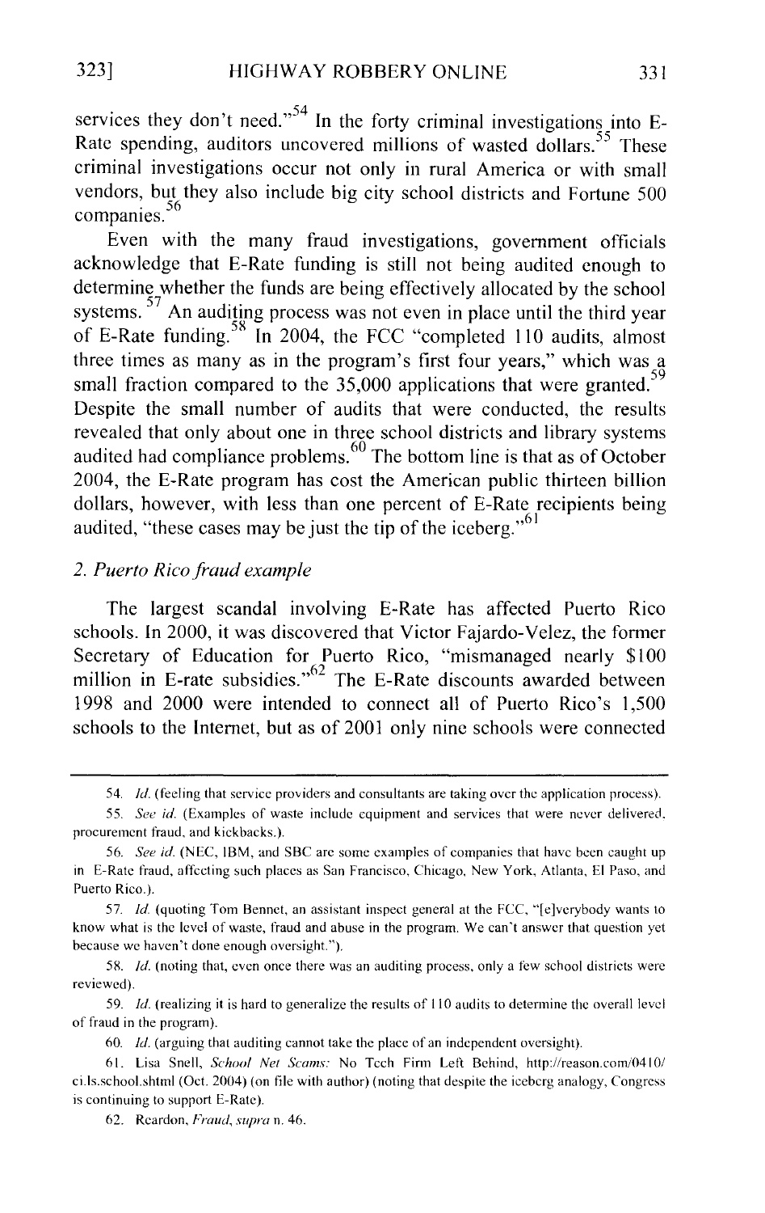services they don't need."[54] In the forty criminal investigations into E-Rate spending, auditors uncovered millions of wasted dollars.[55] These criminal investigations occur not only in rural America or with small vendors, but they also include big city school districts and Fortune 500 companies.[56]

Even with the many fraud investigations, government officials acknowledge that E-Rate funding is still not being audited enough to determine whether the funds are being effectively allocated by the school systems.[57] An auditing process was not even in place until the third year of E-Rate funding.[58] In 2004, the FCC "completed 110 audits, almost three times as many as in the program's first four years," which was a small fraction compared to the 35,000 applications that were granted.[59] Despite the small number of audits that were conducted, the results revealed that only about one in three school districts and library systems audited had compliance problems.[60] The bottom line is that as of October 2004, the E-Rate program has cost the American public thirteen billion dollars, however, with less than one percent of E-Rate recipients being audited, "these cases may be just the tip of the iceberg."[61]

### *2. Puerto Rico fraud example*

The largest scandal involving E-Rate has affected Puerto Rico schools. In 2000, it was discovered that Victor Fajardo-Velez, the former Secretary of Education for Puerto Rico, "mismanaged nearly $100 million in E-rate subsidies."[62] The E-Rate discounts awarded between 1998 and 2000 were intended to connect all of Puerto Rico's 1,500 schools to the Internet, but as of 2001 only nine schools were connected

---

54. *Id.* (feeling that service providers and consultants are taking over the application process).

55. *See id.* (Examples of waste include equipment and services that were never delivered, procurement fraud, and kickbacks.).

56. *See id.* (NEC, IBM, and SBC are some examples of companies that have been caught up in E-Rate fraud, affecting such places as San Francisco, Chicago, New York, Atlanta, El Paso, and Puerto Rico.).

57. *Id.* (quoting Tom Bennet, an assistant inspect general at the FCC, "[e]verybody wants to know what is the level of waste, fraud and abuse in the program. We can't answer that question yet because we haven't done enough oversight.").

58. *Id.* (noting that, even once there was an auditing process, only a few school districts were reviewed).

59. *Id.* (realizing it is hard to generalize the results of 110 audits to determine the overall level of fraud in the program).

60. *Id.* (arguing that auditing cannot take the place of an independent oversight).

61. Lisa Snell, *School Net Scams:* No Tech Firm Left Behind, http://reason.com/0410/ci.ls.school.shtml (Oct. 2004) (on file with author) (noting that despite the iceberg analogy, Congress is continuing to support E-Rate).

62. Reardon, *Fraud*, *supra* n. 46.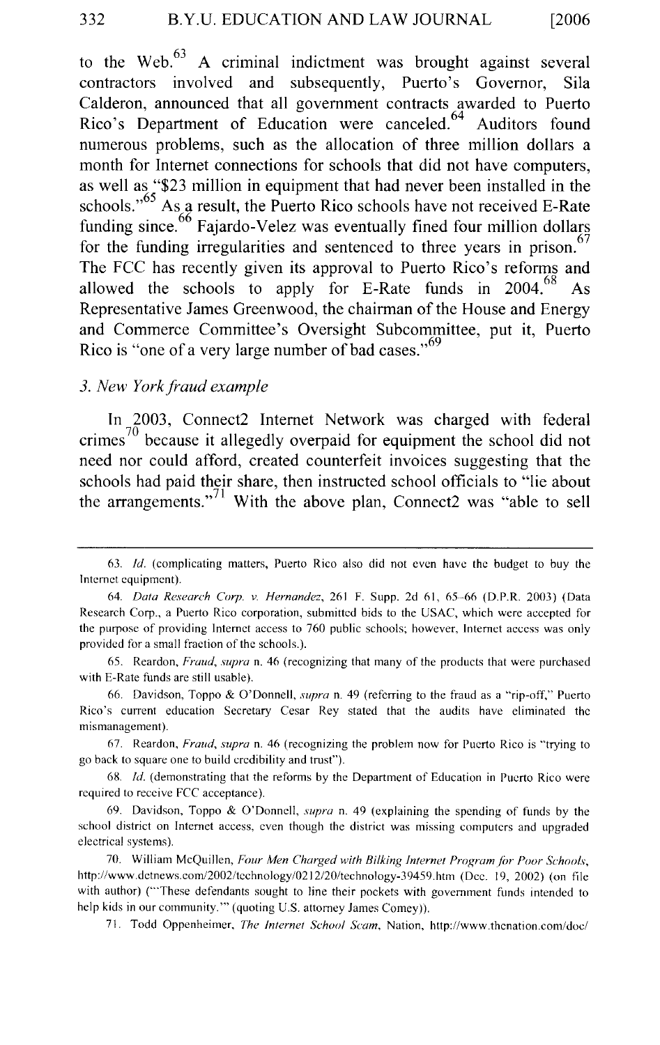to the Web.[63] A criminal indictment was brought against several contractors involved and subsequently, Puerto's Governor, Sila Calderon, announced that all government contracts awarded to Puerto Rico's Department of Education were canceled.[64] Auditors found numerous problems, such as the allocation of three million dollars a month for Internet connections for schools that did not have computers, as well as "$23 million in equipment that had never been installed in the schools."[65] As a result, the Puerto Rico schools have not received E-Rate funding since.[66] Fajardo-Velez was eventually fined four million dollars for the funding irregularities and sentenced to three years in prison.[67] The FCC has recently given its approval to Puerto Rico's reforms and allowed the schools to apply for E-Rate funds in 2004.[68] As Representative James Greenwood, the chairman of the House and Energy and Commerce Committee's Oversight Subcommittee, put it, Puerto Rico is "one of a very large number of bad cases."[69]

### *3. New York fraud example*

In 2003, Connect2 Internet Network was charged with federal crimes[70] because it allegedly overpaid for equipment the school did not need nor could afford, created counterfeit invoices suggesting that the schools had paid their share, then instructed school officials to "lie about the arrangements."[71] With the above plan, Connect2 was "able to sell

---

63. *Id.* (complicating matters, Puerto Rico also did not even have the budget to buy the Internet equipment).

64. *Data Research Corp. v. Hernandez*, 261 F. Supp. 2d 61, 65–66 (D.P.R. 2003) (Data Research Corp., a Puerto Rico corporation, submitted bids to the USAC, which were accepted for the purpose of providing Internet access to 760 public schools; however, Internet access was only provided for a small fraction of the schools.).

65. Reardon, *Fraud*, *supra* n. 46 (recognizing that many of the products that were purchased with E-Rate funds are still usable).

66. Davidson, Toppo & O'Donnell, *supra* n. 49 (referring to the fraud as a "rip-off," Puerto Rico's current education Secretary Cesar Rey stated that the audits have eliminated the mismanagement).

67. Reardon, *Fraud*, *supra* n. 46 (recognizing the problem now for Puerto Rico is "trying to go back to square one to build credibility and trust").

68. *Id.* (demonstrating that the reforms by the Department of Education in Puerto Rico were required to receive FCC acceptance).

69. Davidson, Toppo & O'Donnell, *supra* n. 49 (explaining the spending of funds by the school district on Internet access, even though the district was missing computers and upgraded electrical systems).

70. William McQuillen, *Four Men Charged with Bilking Internet Program for Poor Schools*, http://www.dctnews.com/2002/technology/0212/20/technology-39459.htm (Dec. 19, 2002) (on file with author) ("'These defendants sought to line their pockets with government funds intended to help kids in our community.'" (quoting U.S. attorney James Comey)).

71. Todd Oppenheimer, *The Internet School Scam*, Nation, http://www.thenation.com/doc/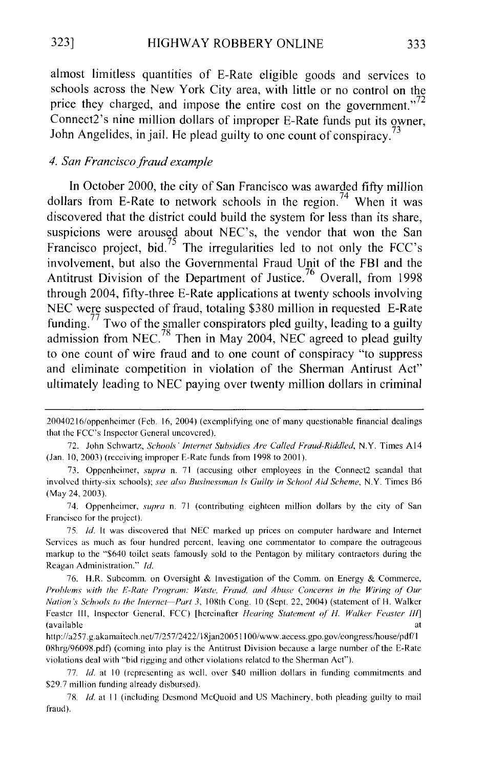almost limitless quantities of E-Rate eligible goods and services to schools across the New York City area, with little or no control on the price they charged, and impose the entire cost on the government."[72] Connect2's nine million dollars of improper E-Rate funds put its owner, John Angelides, in jail. He plead guilty to one count of conspiracy.[73]

### *4. San Francisco fraud example*

In October 2000, the city of San Francisco was awarded fifty million dollars from E-Rate to network schools in the region.[74] When it was discovered that the district could build the system for less than its share, suspicions were aroused about NEC's, the vendor that won the San Francisco project, bid.[75] The irregularities led to not only the FCC's involvement, but also the Governmental Fraud Unit of the FBI and the Antitrust Division of the Department of Justice.[76] Overall, from 1998 through 2004, fifty-three E-Rate applications at twenty schools involving NEC were suspected of fraud, totaling $380 million in requested E-Rate funding.[77] Two of the smaller conspirators pled guilty, leading to a guilty admission from NEC.[78] Then in May 2004, NEC agreed to plead guilty to one count of wire fraud and to one count of conspiracy "to suppress and eliminate competition in violation of the Sherman Antirust Act" ultimately leading to NEC paying over twenty million dollars in criminal

---

20040216/oppenheimer (Feb. 16, 2004) (exemplifying one of many questionable financial dealings that the FCC's Inspector General uncovered).

72. John Schwartz, *Schools' Internet Subsidies Are Called Fraud-Riddled*, N.Y. Times A14 (Jan. 10, 2003) (receiving improper E-Rate funds from 1998 to 2001).

73. Oppenheimer, *supra* n. 71 (accusing other employees in the Connect2 scandal that involved thirty-six schools); *see also Businessman Is Guilty in School Aid Scheme*, N.Y. Times B6 (May 24, 2003).

74. Oppenheimer, *supra* n. 71 (contributing eighteen million dollars by the city of San Francisco for the project).

75. *Id.* It was discovered that NEC marked up prices on computer hardware and Internet Services as much as four hundred percent, leaving one commentator to compare the outrageous markup to the "$640 toilet seats famously sold to the Pentagon by military contractors during the Reagan Administration." *Id.*

76. H.R. Subcomm. on Oversight & Investigation of the Comm. on Energy & Commerce, *Problems with the E-Rate Program: Waste, Fraud, and Abuse Concerns in the Wiring of Our Nation's Schools to the Internet—Part 3*, 108th Cong. 10 (Sept. 22, 2004) (statement of H. Walker Feaster III, Inspector General, FCC) [hereinafter *Hearing Statement of H. Walker Feaster III*] (available at http://a257.g.akamaitech.net/7/257/2422/18jan20051100/www.access.gpo.gov/congress/house/pdf/108hrg/96098.pdf) (coming into play is the Antitrust Division because a large number of the E-Rate violations deal with "bid rigging and other violations related to the Sherman Act").

77. *Id.* at 10 (representing as well, over $40 million dollars in funding commitments and $29.7 million funding already disbursed).

78. *Id.* at 11 (including Desmond McQuoid and US Machinery, both pleading guilty to mail fraud).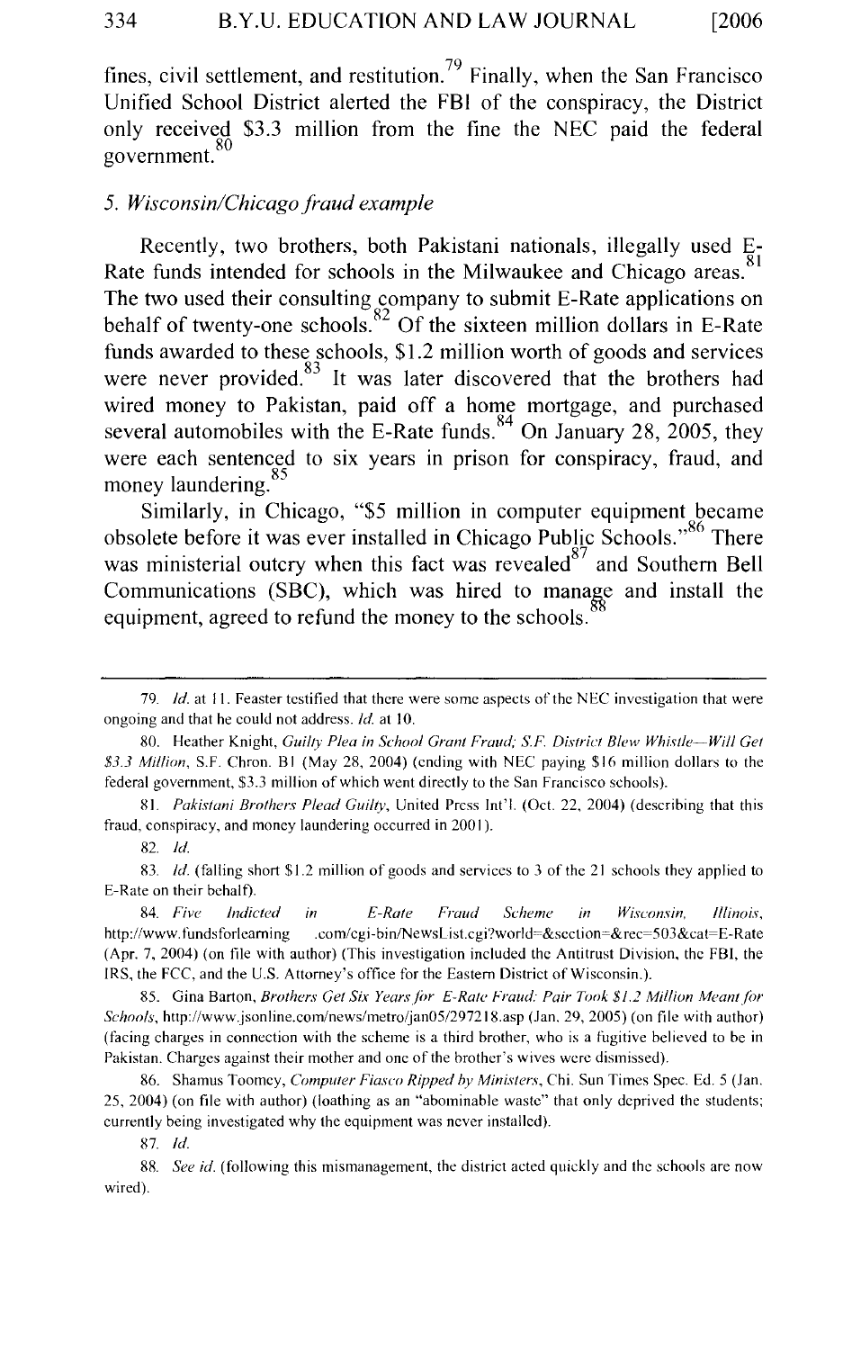fines, civil settlement, and restitution.[79] Finally, when the San Francisco Unified School District alerted the FBI of the conspiracy, the District only received $3.3 million from the fine the NEC paid the federal government.[80]

### 5. *Wisconsin/Chicago fraud example*

Recently, two brothers, both Pakistani nationals, illegally used E-Rate funds intended for schools in the Milwaukee and Chicago areas.[81] The two used their consulting company to submit E-Rate applications on behalf of twenty-one schools.[82] Of the sixteen million dollars in E-Rate funds awarded to these schools, $1.2 million worth of goods and services were never provided.[83] It was later discovered that the brothers had wired money to Pakistan, paid off a home mortgage, and purchased several automobiles with the E-Rate funds.[84] On January 28, 2005, they were each sentenced to six years in prison for conspiracy, fraud, and money laundering.[85]

Similarly, in Chicago, "$5 million in computer equipment became obsolete before it was ever installed in Chicago Public Schools."[86] There was ministerial outcry when this fact was revealed[87] and Southern Bell Communications (SBC), which was hired to manage and install the equipment, agreed to refund the money to the schools.[88]

---

79. *Id.* at 11. Feaster testified that there were some aspects of the NEC investigation that were ongoing and that he could not address. *Id.* at 10.

80. Heather Knight, *Guilty Plea in School Grant Fraud; S.F. District Blew Whistle—Will Get $3.3 Million*, S.F. Chron. B1 (May 28, 2004) (ending with NEC paying $16 million dollars to the federal government, $3.3 million of which went directly to the San Francisco schools).

81. *Pakistani Brothers Plead Guilty*, United Press Int'l. (Oct. 22, 2004) (describing that this fraud, conspiracy, and money laundering occurred in 2001).

82. *Id.*

83. *Id.* (falling short $1.2 million of goods and services to 3 of the 21 schools they applied to E-Rate on their behalf).

84. *Five Indicted in E-Rate Fraud Scheme in Wisconsin, Illinois*, http://www.fundsforlearning .com/cgi-bin/NewsList.cgi?world=&section=&rec=503&cat=E-Rate (Apr. 7, 2004) (on file with author) (This investigation included the Antitrust Division, the FBI, the IRS, the FCC, and the U.S. Attorney's office for the Eastern District of Wisconsin.).

85. Gina Barton, *Brothers Get Six Years for E-Rate Fraud: Pair Took $1.2 Million Meant for Schools*, http://www.jsonline.com/news/metro/jan05/297218.asp (Jan. 29, 2005) (on file with author) (facing charges in connection with the scheme is a third brother, who is a fugitive believed to be in Pakistan. Charges against their mother and one of the brother's wives were dismissed).

86. Shamus Toomey, *Computer Fiasco Ripped by Ministers*, Chi. Sun Times Spec. Ed. 5 (Jan. 25, 2004) (on file with author) (loathing as an "abominable waste" that only deprived the students; currently being investigated why the equipment was never installed).

87. *Id.*

88. *See id.* (following this mismanagement, the district acted quickly and the schools are now wired).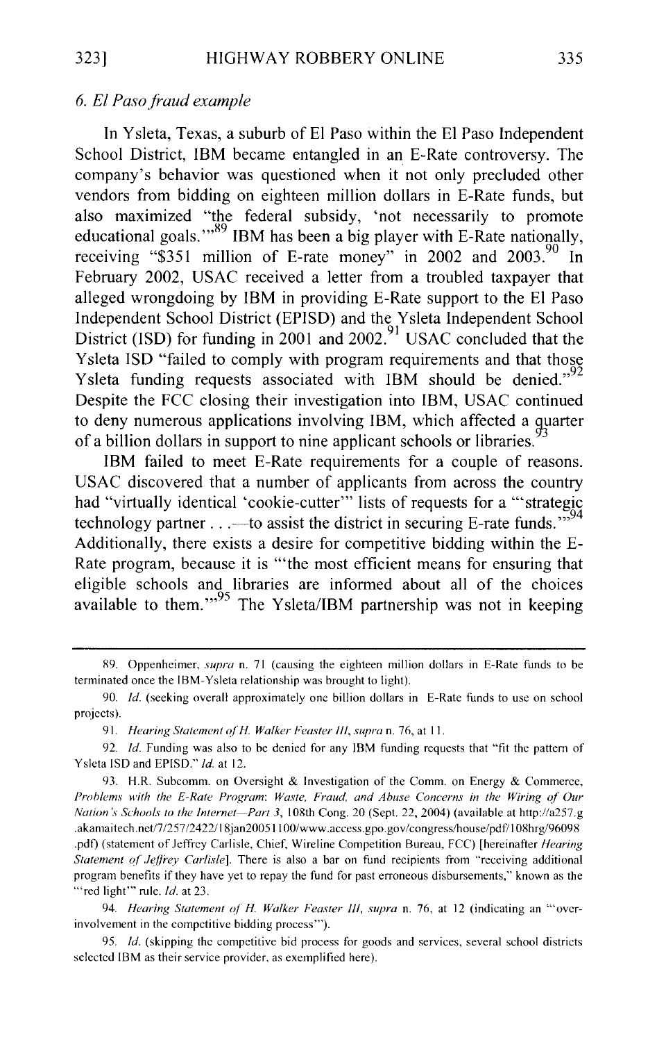### *6. El Paso fraud example*

In Ysleta, Texas, a suburb of El Paso within the El Paso Independent School District, IBM became entangled in an E-Rate controversy. The company's behavior was questioned when it not only precluded other vendors from bidding on eighteen million dollars in E-Rate funds, but also maximized "the federal subsidy, 'not necessarily to promote educational goals.'"[89] IBM has been a big player with E-Rate nationally, receiving "$351 million of E-rate money" in 2002 and 2003.[90] In February 2002, USAC received a letter from a troubled taxpayer that alleged wrongdoing by IBM in providing E-Rate support to the El Paso Independent School District (EPISD) and the Ysleta Independent School District (ISD) for funding in 2001 and 2002.[91] USAC concluded that the Ysleta ISD "failed to comply with program requirements and that those Ysleta funding requests associated with IBM should be denied."[92] Despite the FCC closing their investigation into IBM, USAC continued to deny numerous applications involving IBM, which affected a quarter of a billion dollars in support to nine applicant schools or libraries.[93]

IBM failed to meet E-Rate requirements for a couple of reasons. USAC discovered that a number of applicants from across the country had "virtually identical 'cookie-cutter'" lists of requests for a "'strategic technology partner . . .—to assist the district in securing E-rate funds.'"[94] Additionally, there exists a desire for competitive bidding within the E-Rate program, because it is "'the most efficient means for ensuring that eligible schools and libraries are informed about all of the choices available to them.'"[95] The Ysleta/IBM partnership was not in keeping

---

89. Oppenheimer, *supra* n. 71 (causing the eighteen million dollars in E-Rate funds to be terminated once the IBM-Ysleta relationship was brought to light).

90. *Id.* (seeking overall approximately one billion dollars in E-Rate funds to use on school projects).

91. *Hearing Statement of H. Walker Feaster III*, *supra* n. 76, at 11.

92. *Id.* Funding was also to be denied for any IBM funding requests that "fit the pattern of Ysleta ISD and EPISD." *Id.* at 12.

93. H.R. Subcomm. on Oversight & Investigation of the Comm. on Energy & Commerce, *Problems with the E-Rate Program: Waste, Fraud, and Abuse Concerns in the Wiring of Our Nation's Schools to the Internet—Part 3*, 108th Cong. 20 (Sept. 22, 2004) (available at http://a257.g.akamaitech.net/7/257/2422/18jan20051100/www.access.gpo.gov/congress/house/pdf/108hrg/96098.pdf) (statement of Jeffrey Carlisle, Chief, Wireline Competition Bureau, FCC) [hereinafter *Hearing Statement of Jeffrey Carlisle*]. There is also a bar on fund recipients from "receiving additional program benefits if they have yet to repay the fund for past erroneous disbursements," known as the "'red light'" rule. *Id.* at 23.

94. *Hearing Statement of H. Walker Feaster III*, *supra* n. 76, at 12 (indicating an "'over-involvement in the competitive bidding process'").

95. *Id.* (skipping the competitive bid process for goods and services, several school districts selected IBM as their service provider, as exemplified here).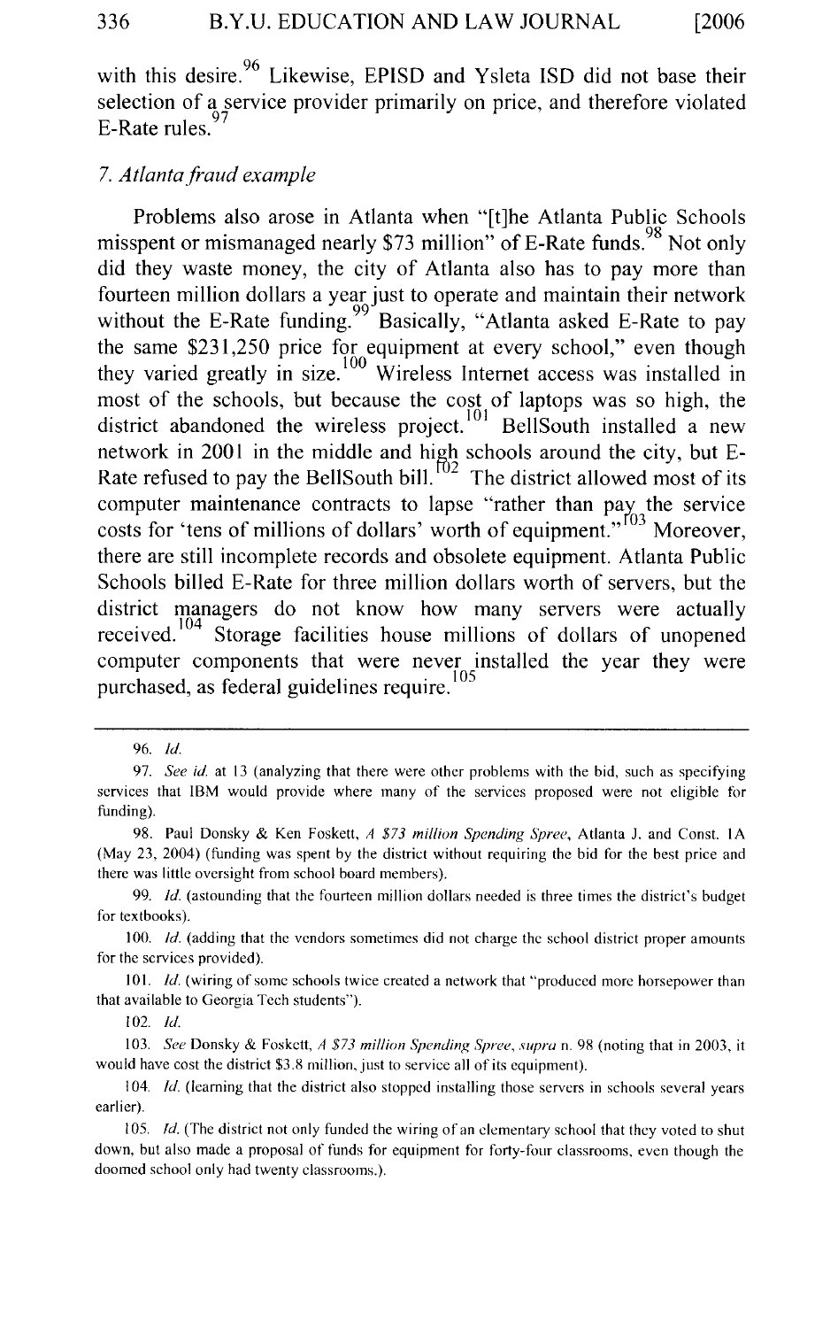with this desire.[96] Likewise, EPISD and Ysleta ISD did not base their selection of a service provider primarily on price, and therefore violated E-Rate rules.[97]

### *7. Atlanta fraud example*

Problems also arose in Atlanta when "[t]he Atlanta Public Schools misspent or mismanaged nearly $73 million" of E-Rate funds.[98] Not only did they waste money, the city of Atlanta also has to pay more than fourteen million dollars a year just to operate and maintain their network without the E-Rate funding.[99] Basically, "Atlanta asked E-Rate to pay the same $231,250 price for equipment at every school," even though they varied greatly in size.[100] Wireless Internet access was installed in most of the schools, but because the cost of laptops was so high, the district abandoned the wireless project.[101] BellSouth installed a new network in 2001 in the middle and high schools around the city, but E-Rate refused to pay the BellSouth bill.[102] The district allowed most of its computer maintenance contracts to lapse "rather than pay the service costs for 'tens of millions of dollars' worth of equipment."[103] Moreover, there are still incomplete records and obsolete equipment. Atlanta Public Schools billed E-Rate for three million dollars worth of servers, but the district managers do not know how many servers were actually received.[104] Storage facilities house millions of dollars of unopened computer components that were never installed the year they were purchased, as federal guidelines require.[105]

---

96. *Id.*

97. *See id.* at 13 (analyzing that there were other problems with the bid, such as specifying services that IBM would provide where many of the services proposed were not eligible for funding).

98. Paul Donsky & Ken Foskett, *A $73 million Spending Spree*, Atlanta J. and Const. 1A (May 23, 2004) (funding was spent by the district without requiring the bid for the best price and there was little oversight from school board members).

99. *Id.* (astounding that the fourteen million dollars needed is three times the district's budget for textbooks).

100. *Id.* (adding that the vendors sometimes did not charge the school district proper amounts for the services provided).

101. *Id.* (wiring of some schools twice created a network that "produced more horsepower than that available to Georgia Tech students").

102. *Id.*

103. *See* Donsky & Foskett, *A $73 million Spending Spree*, *supra* n. 98 (noting that in 2003, it would have cost the district $3.8 million, just to service all of its equipment).

104. *Id.* (learning that the district also stopped installing those servers in schools several years earlier).

105. *Id.* (The district not only funded the wiring of an elementary school that they voted to shut down, but also made a proposal of funds for equipment for forty-four classrooms, even though the doomed school only had twenty classrooms.).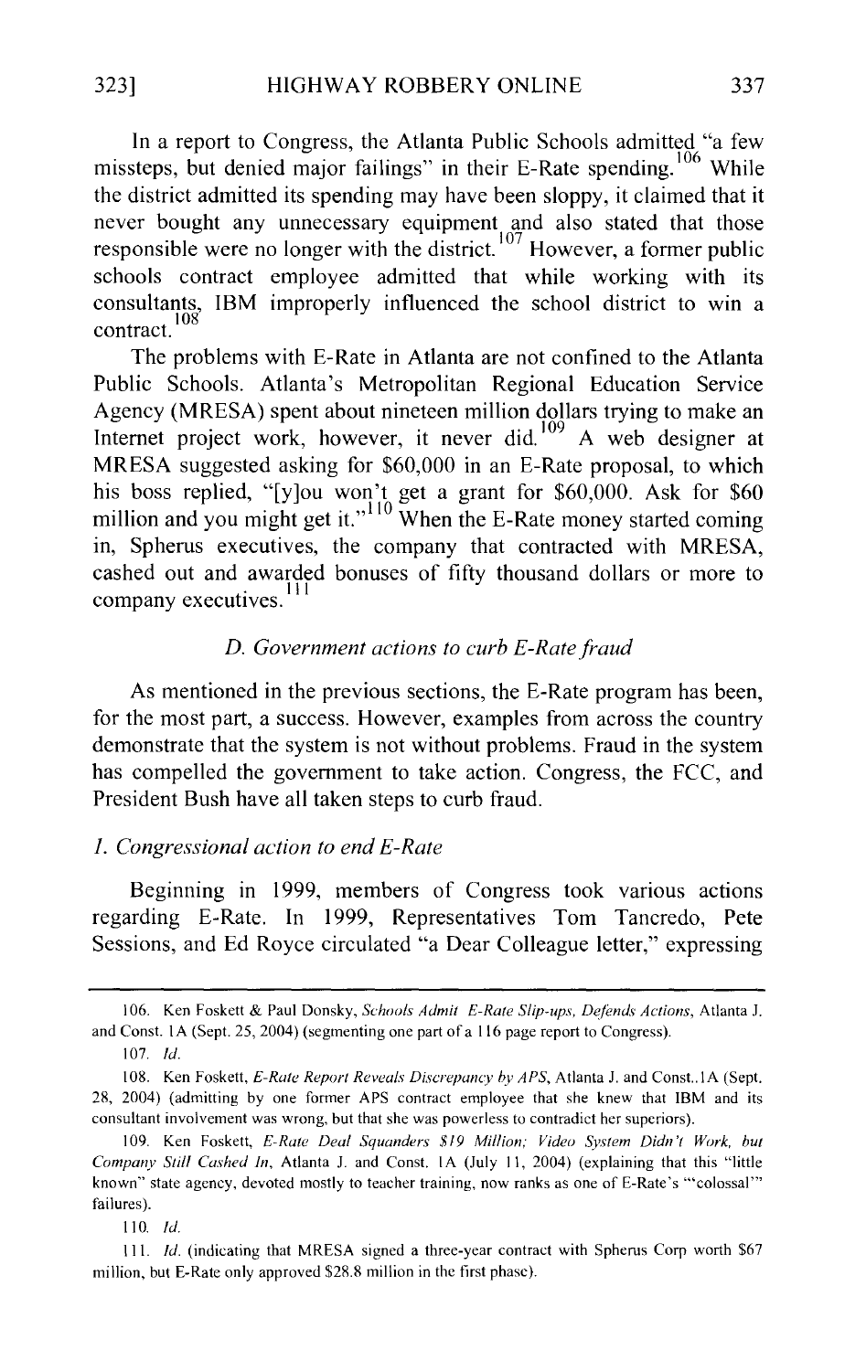In a report to Congress, the Atlanta Public Schools admitted "a few missteps, but denied major failings" in their E-Rate spending.[106] While the district admitted its spending may have been sloppy, it claimed that it never bought any unnecessary equipment and also stated that those responsible were no longer with the district.[107] However, a former public schools contract employee admitted that while working with its consultants, IBM improperly influenced the school district to win a contract.[108]

The problems with E-Rate in Atlanta are not confined to the Atlanta Public Schools. Atlanta's Metropolitan Regional Education Service Agency (MRESA) spent about nineteen million dollars trying to make an Internet project work, however, it never did.[109] A web designer at MRESA suggested asking for $60,000 in an E-Rate proposal, to which his boss replied, "[y]ou won't get a grant for $60,000. Ask for $60 million and you might get it."[110] When the E-Rate money started coming in, Spherus executives, the company that contracted with MRESA, cashed out and awarded bonuses of fifty thousand dollars or more to company executives.[111]

### *D. Government actions to curb E-Rate fraud*

As mentioned in the previous sections, the E-Rate program has been, for the most part, a success. However, examples from across the country demonstrate that the system is not without problems. Fraud in the system has compelled the government to take action. Congress, the FCC, and President Bush have all taken steps to curb fraud.

#### *1. Congressional action to end E-Rate*

Beginning in 1999, members of Congress took various actions regarding E-Rate. In 1999, Representatives Tom Tancredo, Pete Sessions, and Ed Royce circulated "a Dear Colleague letter," expressing

---

106. Ken Foskett & Paul Donsky, *Schools Admit E-Rate Slip-ups, Defends Actions*, Atlanta J. and Const. 1A (Sept. 25, 2004) (segmenting one part of a 116 page report to Congress).

107. *Id.*

108. Ken Foskett, *E-Rate Report Reveals Discrepancy by APS*, Atlanta J. and Const..1A (Sept. 28, 2004) (admitting by one former APS contract employee that she knew that IBM and its consultant involvement was wrong, but that she was powerless to contradict her superiors).

109. Ken Foskett, *E-Rate Deal Squanders $19 Million; Video System Didn't Work, but Company Still Cashed In*, Atlanta J. and Const. 1A (July 11, 2004) (explaining that this "little known" state agency, devoted mostly to teacher training, now ranks as one of E-Rate's "'colossal'" failures).

110. *Id.*

111. *Id.* (indicating that MRESA signed a three-year contract with Spherus Corp worth $67 million, but E-Rate only approved $28.8 million in the first phase).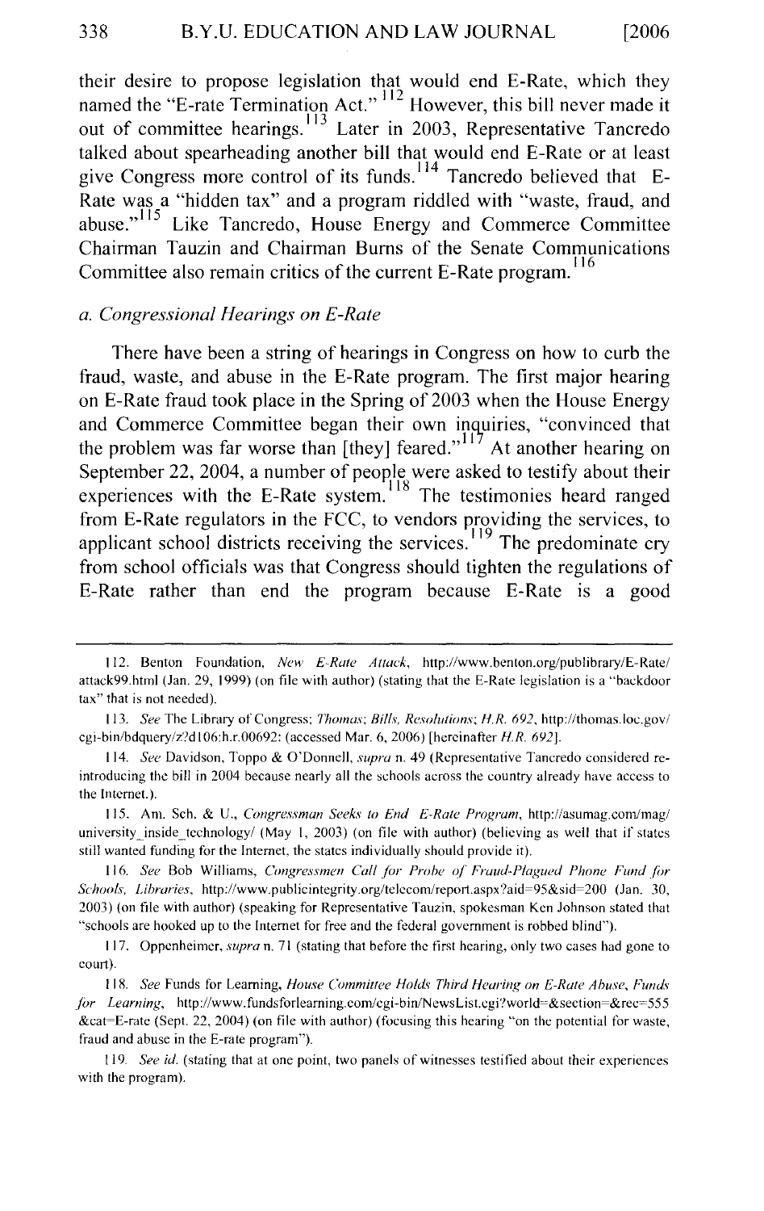their desire to propose legislation that would end E-Rate, which they named the "E-rate Termination Act."[112] However, this bill never made it out of committee hearings.[113] Later in 2003, Representative Tancredo talked about spearheading another bill that would end E-Rate or at least give Congress more control of its funds.[114] Tancredo believed that E-Rate was a "hidden tax" and a program riddled with "waste, fraud, and abuse."[115] Like Tancredo, House Energy and Commerce Committee Chairman Tauzin and Chairman Burns of the Senate Communications Committee also remain critics of the current E-Rate program.[116]

*a. Congressional Hearings on E-Rate*

There have been a string of hearings in Congress on how to curb the fraud, waste, and abuse in the E-Rate program. The first major hearing on E-Rate fraud took place in the Spring of 2003 when the House Energy and Commerce Committee began their own inquiries, "convinced that the problem was far worse than [they] feared."[117] At another hearing on September 22, 2004, a number of people were asked to testify about their experiences with the E-Rate system.[118] The testimonies heard ranged from E-Rate regulators in the FCC, to vendors providing the services, to applicant school districts receiving the services.[119] The predominate cry from school officials was that Congress should tighten the regulations of E-Rate rather than end the program because E-Rate is a good

---

112. Benton Foundation, *New E-Rate Attack*, http://www.benton.org/publibrary/E-Rate/attack99.html (Jan. 29, 1999) (on file with author) (stating that the E-Rate legislation is a "backdoor tax" that is not needed).

113. *See* The Library of Congress; *Thomas*; *Bills, Resolutions*; *H.R. 692*, http://thomas.loc.gov/cgi-bin/bdquery/z?d106:h.r.00692: (accessed Mar. 6, 2006) [hereinafter *H.R. 692*].

114. *See* Davidson, Toppo & O'Donnell, *supra* n. 49 (Representative Tancredo considered re-introducing the bill in 2004 because nearly all the schools across the country already have access to the Internet.).

115. Am. Sch. & U., *Congressman Seeks to End E-Rate Program*, http://asumag.com/mag/university_inside_technology/ (May 1, 2003) (on file with author) (believing as well that if states still wanted funding for the Internet, the states individually should provide it).

116. *See* Bob Williams, *Congressmen Call for Probe of Fraud-Plagued Phone Fund for Schools, Libraries*, http://www.publicintegrity.org/telecom/report.aspx?aid=95&sid=200 (Jan. 30, 2003) (on file with author) (speaking for Representative Tauzin, spokesman Ken Johnson stated that "schools are hooked up to the Internet for free and the federal government is robbed blind").

117. Oppenheimer, *supra* n. 71 (stating that before the first hearing, only two cases had gone to court).

118. *See* Funds for Learning, *House Committee Holds Third Hearing on E-Rate Abuse*, *Funds for Learning*, http://www.fundsforlearning.com/cgi-bin/NewsList.cgi?world=&section=&rec=555&cat=E-rate (Sept. 22, 2004) (on file with author) (focusing this hearing "on the potential for waste, fraud and abuse in the E-rate program").

119. *See id.* (stating that at one point, two panels of witnesses testified about their experiences with the program).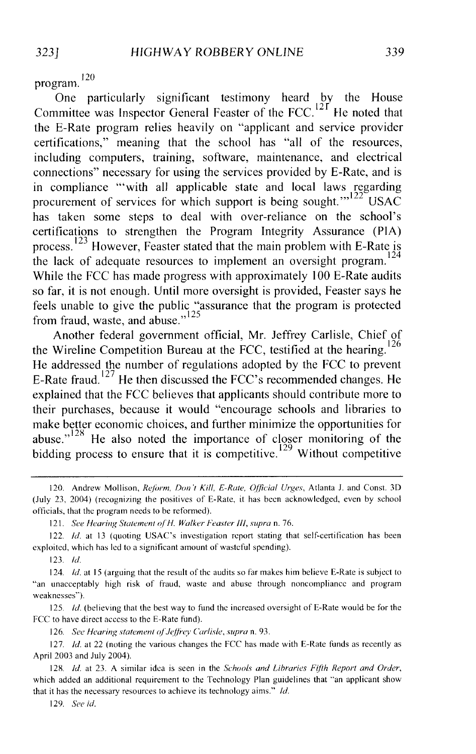program.[120]

One particularly significant testimony heard by the House Committee was Inspector General Feaster of the FCC.[121] He noted that the E-Rate program relies heavily on "applicant and service provider certifications," meaning that the school has "all of the resources, including computers, training, software, maintenance, and electrical connections" necessary for using the services provided by E-Rate, and is in compliance "'with all applicable state and local laws regarding procurement of services for which support is being sought.'"[122] USAC has taken some steps to deal with over-reliance on the school's certifications to strengthen the Program Integrity Assurance (PIA) process.[123] However, Feaster stated that the main problem with E-Rate is the lack of adequate resources to implement an oversight program.[124] While the FCC has made progress with approximately 100 E-Rate audits so far, it is not enough. Until more oversight is provided, Feaster says he feels unable to give the public "assurance that the program is protected from fraud, waste, and abuse."[125]

Another federal government official, Mr. Jeffrey Carlisle, Chief of the Wireline Competition Bureau at the FCC, testified at the hearing.[126] He addressed the number of regulations adopted by the FCC to prevent E-Rate fraud.[127] He then discussed the FCC's recommended changes. He explained that the FCC believes that applicants should contribute more to their purchases, because it would "encourage schools and libraries to make better economic choices, and further minimize the opportunities for abuse."[128] He also noted the importance of closer monitoring of the bidding process to ensure that it is competitive.[129] Without competitive

---

120. Andrew Mollison, *Reform, Don't Kill, E-Rate, Official Urges*, Atlanta J. and Const. 3D (July 23, 2004) (recognizing the positives of E-Rate, it has been acknowledged, even by school officials, that the program needs to be reformed).

121. *See Hearing Statement of H. Walker Feaster III*, *supra* n. 76.

122. *Id.* at 13 (quoting USAC's investigation report stating that self-certification has been exploited, which has led to a significant amount of wasteful spending).

123. *Id.*

124. *Id.* at 15 (arguing that the result of the audits so far makes him believe E-Rate is subject to "an unacceptably high risk of fraud, waste and abuse through noncompliance and program weaknesses").

125. *Id.* (believing that the best way to fund the increased oversight of E-Rate would be for the FCC to have direct access to the E-Rate fund).

126. *See Hearing statement of Jeffrey Carlisle*, *supra* n. 93.

127. *Id.* at 22 (noting the various changes the FCC has made with E-Rate funds as recently as April 2003 and July 2004).

128. *Id.* at 23. A similar idea is seen in the *Schools and Libraries Fifth Report and Order*, which added an additional requirement to the Technology Plan guidelines that "an applicant show that it has the necessary resources to achieve its technology aims." *Id.*

129. *See id.*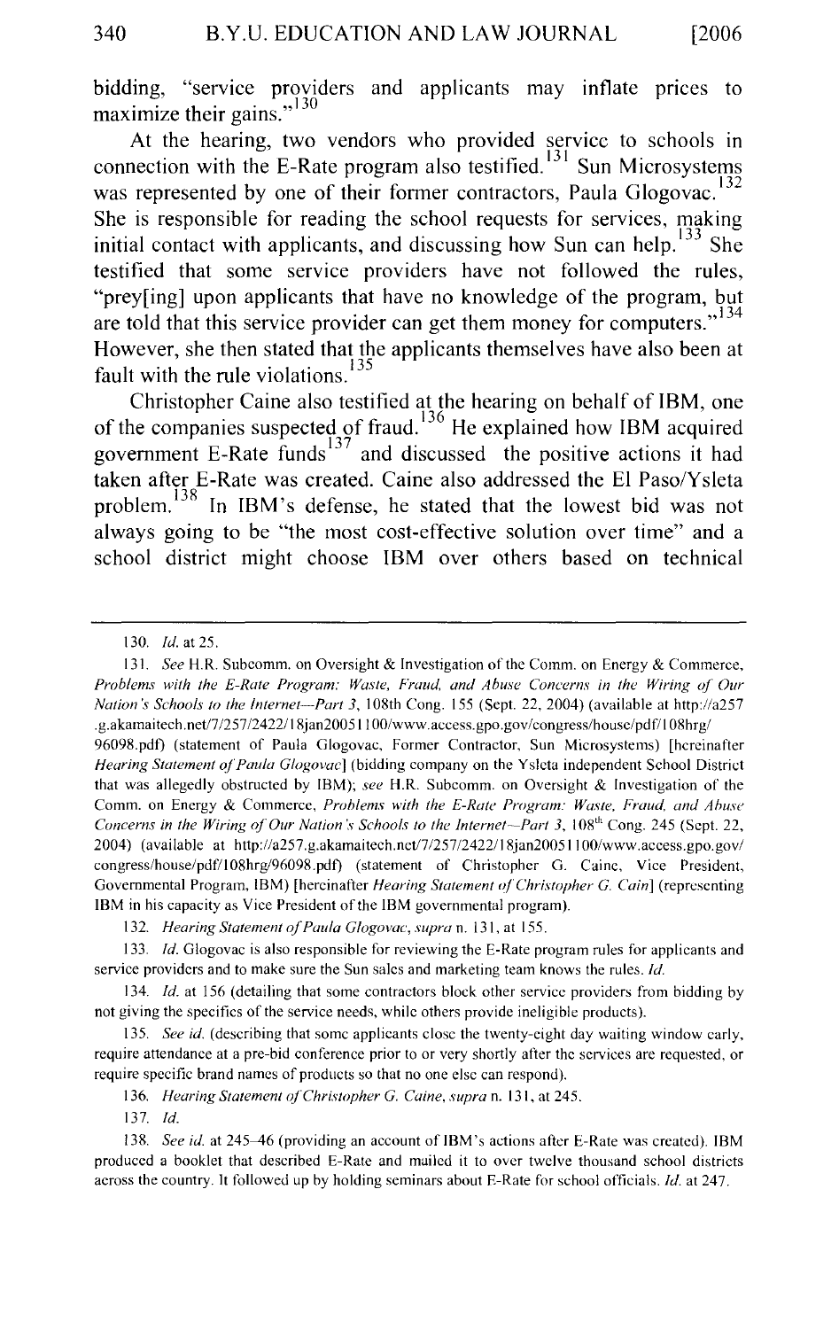bidding, "service providers and applicants may inflate prices to maximize their gains."[130]

At the hearing, two vendors who provided service to schools in connection with the E-Rate program also testified.[131] Sun Microsystems was represented by one of their former contractors, Paula Glogovac.[132] She is responsible for reading the school requests for services, making initial contact with applicants, and discussing how Sun can help.[133] She testified that some service providers have not followed the rules, "prey[ing] upon applicants that have no knowledge of the program, but are told that this service provider can get them money for computers."[134] However, she then stated that the applicants themselves have also been at fault with the rule violations.[135]

Christopher Caine also testified at the hearing on behalf of IBM, one of the companies suspected of fraud.[136] He explained how IBM acquired government E-Rate funds[137] and discussed the positive actions it had taken after E-Rate was created. Caine also addressed the El Paso/Ysleta problem.[138] In IBM's defense, he stated that the lowest bid was not always going to be "the most cost-effective solution over time" and a school district might choose IBM over others based on technical

---

130. *Id.* at 25.

131. *See* H.R. Subcomm. on Oversight & Investigation of the Comm. on Energy & Commerce, *Problems with the E-Rate Program: Waste, Fraud, and Abuse Concerns in the Wiring of Our Nation's Schools to the Internet—Part 3*, 108th Cong. 155 (Sept. 22, 2004) (available at http://a257.g.akamaitech.net/7/257/2422/18jan20051100/www.access.gpo.gov/congress/house/pdf/108hrg/96098.pdf) (statement of Paula Glogovac, Former Contractor, Sun Microsystems) [hereinafter *Hearing Statement of Paula Glogovac*] (bidding company on the Ysleta independent School District that was allegedly obstructed by IBM); *see* H.R. Subcomm. on Oversight & Investigation of the Comm. on Energy & Commerce, *Problems with the E-Rate Program: Waste, Fraud, and Abuse Concerns in the Wiring of Our Nation's Schools to the Internet—Part 3*, 108th Cong. 245 (Sept. 22, 2004) (available at http://a257.g.akamaitech.net/7/257/2422/18jan20051100/www.access.gpo.gov/congress/house/pdf/108hrg/96098.pdf) (statement of Christopher G. Caine, Vice President, Governmental Program, IBM) [hereinafter *Hearing Statement of Christopher G. Cain*] (representing IBM in his capacity as Vice President of the IBM governmental program).

132. *Hearing Statement of Paula Glogovac*, *supra* n. 131, at 155.

133. *Id.* Glogovac is also responsible for reviewing the E-Rate program rules for applicants and service providers and to make sure the Sun sales and marketing team knows the rules. *Id.*

134. *Id.* at 156 (detailing that some contractors block other service providers from bidding by not giving the specifics of the service needs, while others provide ineligible products).

135. *See id.* (describing that some applicants close the twenty-eight day waiting window early, require attendance at a pre-bid conference prior to or very shortly after the services are requested, or require specific brand names of products so that no one else can respond).

136. *Hearing Statement of Christopher G. Caine*, *supra* n. 131, at 245.

137. *Id.*

138. *See id.* at 245–46 (providing an account of IBM's actions after E-Rate was created). IBM produced a booklet that described E-Rate and mailed it to over twelve thousand school districts across the country. It followed up by holding seminars about E-Rate for school officials. *Id.* at 247.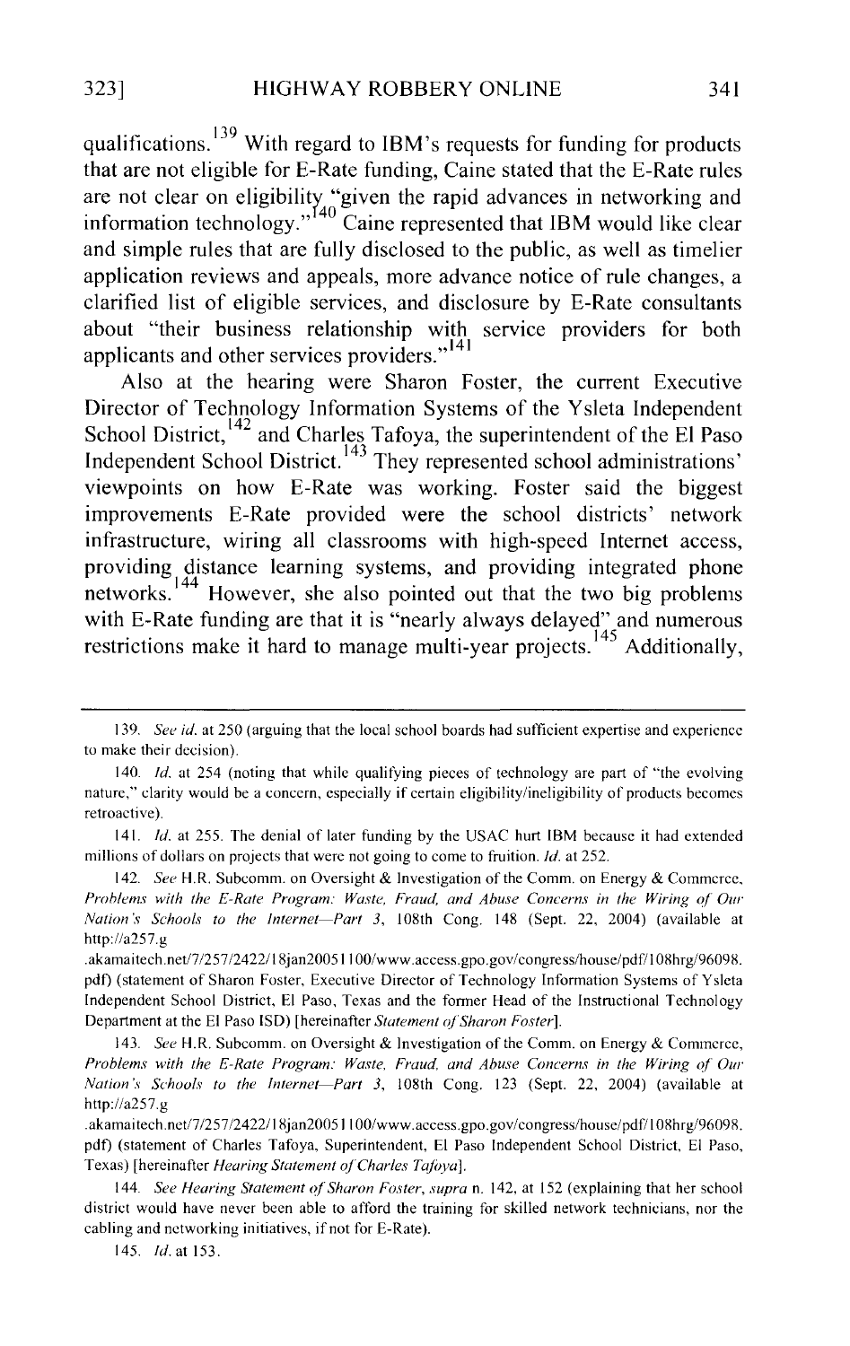qualifications.[139] With regard to IBM's requests for funding for products that are not eligible for E-Rate funding, Caine stated that the E-Rate rules are not clear on eligibility "given the rapid advances in networking and information technology."[140] Caine represented that IBM would like clear and simple rules that are fully disclosed to the public, as well as timelier application reviews and appeals, more advance notice of rule changes, a clarified list of eligible services, and disclosure by E-Rate consultants about "their business relationship with service providers for both applicants and other services providers."[141]

Also at the hearing were Sharon Foster, the current Executive Director of Technology Information Systems of the Ysleta Independent School District,[142] and Charles Tafoya, the superintendent of the El Paso Independent School District.[143] They represented school administrations' viewpoints on how E-Rate was working. Foster said the biggest improvements E-Rate provided were the school districts' network infrastructure, wiring all classrooms with high-speed Internet access, providing distance learning systems, and providing integrated phone networks.[144] However, she also pointed out that the two big problems with E-Rate funding are that it is "nearly always delayed" and numerous restrictions make it hard to manage multi-year projects.[145] Additionally,

---

139. *See id.* at 250 (arguing that the local school boards had sufficient expertise and experience to make their decision).

140. *Id.* at 254 (noting that while qualifying pieces of technology are part of "the evolving nature," clarity would be a concern, especially if certain eligibility/ineligibility of products becomes retroactive).

141. *Id.* at 255. The denial of later funding by the USAC hurt IBM because it had extended millions of dollars on projects that were not going to come to fruition. *Id.* at 252.

142. *See* H.R. Subcomm. on Oversight & Investigation of the Comm. on Energy & Commerce, *Problems with the E-Rate Program: Waste, Fraud, and Abuse Concerns in the Wiring of Our Nation's Schools to the Internet—Part 3*, 108th Cong. 148 (Sept. 22, 2004) (available at http://a257.g.akamaitech.net/7/257/2422/18jan20051100/www.access.gpo.gov/congress/house/pdf/108hrg/96098.pdf) (statement of Sharon Foster, Executive Director of Technology Information Systems of Ysleta Independent School District, El Paso, Texas and the former Head of the Instructional Technology Department at the El Paso ISD) [hereinafter *Statement of Sharon Foster*].

143. *See* H.R. Subcomm. on Oversight & Investigation of the Comm. on Energy & Commerce, *Problems with the E-Rate Program: Waste, Fraud, and Abuse Concerns in the Wiring of Our Nation's Schools to the Internet—Part 3*, 108th Cong. 123 (Sept. 22, 2004) (available at http://a257.g.akamaitech.net/7/257/2422/18jan20051100/www.access.gpo.gov/congress/house/pdf/108hrg/96098.pdf) (statement of Charles Tafoya, Superintendent, El Paso Independent School District, El Paso, Texas) [hereinafter *Hearing Statement of Charles Tafoya*].

144. *See Hearing Statement of Sharon Foster*, *supra* n. 142, at 152 (explaining that her school district would have never been able to afford the training for skilled network technicians, nor the cabling and networking initiatives, if not for E-Rate).

145. *Id.* at 153.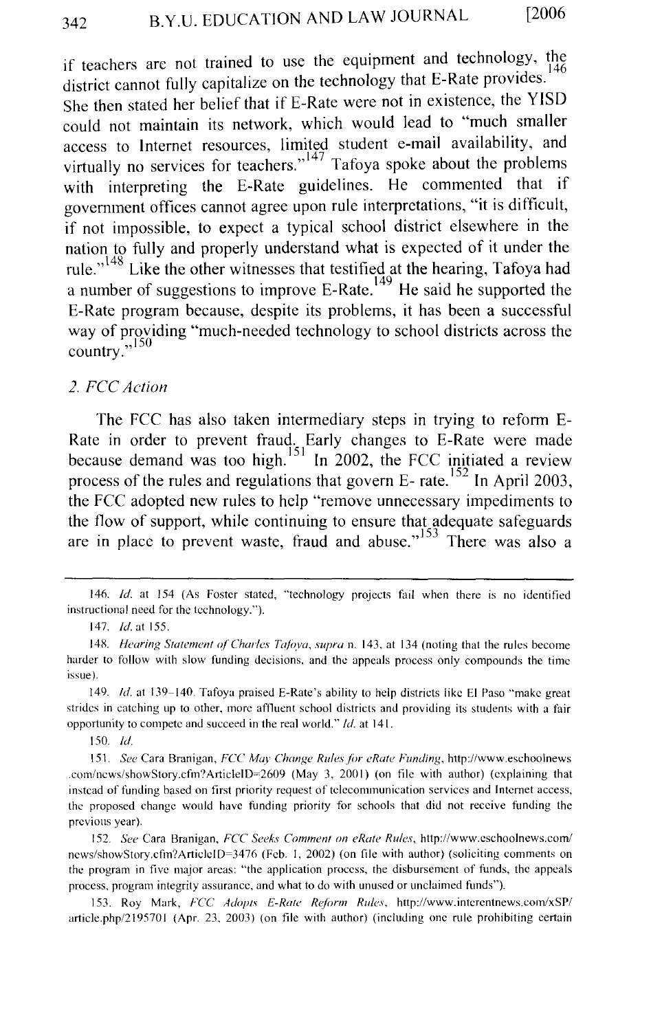if teachers are not trained to use the equipment and technology, the district cannot fully capitalize on the technology that E-Rate provides.[146] She then stated her belief that if E-Rate were not in existence, the YISD could not maintain its network, which would lead to "much smaller access to Internet resources, limited student e-mail availability, and virtually no services for teachers."[147] Tafoya spoke about the problems with interpreting the E-Rate guidelines. He commented that if government offices cannot agree upon rule interpretations, "it is difficult, if not impossible, to expect a typical school district elsewhere in the nation to fully and properly understand what is expected of it under the rule."[148] Like the other witnesses that testified at the hearing, Tafoya had a number of suggestions to improve E-Rate.[149] He said he supported the E-Rate program because, despite its problems, it has been a successful way of providing "much-needed technology to school districts across the country."[150]

### *2. FCC Action*

The FCC has also taken intermediary steps in trying to reform E-Rate in order to prevent fraud. Early changes to E-Rate were made because demand was too high.[151] In 2002, the FCC initiated a review process of the rules and regulations that govern E- rate.[152] In April 2003, the FCC adopted new rules to help "remove unnecessary impediments to the flow of support, while continuing to ensure that adequate safeguards are in place to prevent waste, fraud and abuse."[153] There was also a

---

146. *Id.* at 154 (As Foster stated, "technology projects fail when there is no identified instructional need for the technology.").

147. *Id.* at 155.

148. *Hearing Statement of Charles Tafoya*, *supra* n. 143, at 134 (noting that the rules become harder to follow with slow funding decisions, and the appeals process only compounds the time issue).

149. *Id.* at 139–140. Tafoya praised E-Rate's ability to help districts like El Paso "make great strides in catching up to other, more affluent school districts and providing its students with a fair opportunity to compete and succeed in the real world." *Id.* at 141.

150. *Id.*

151. *See* Cara Branigan, *FCC May Change Rules for eRate Funding*, http://www.eschoolnews.com/news/showStory.cfm?ArticleID=2609 (May 3, 2001) (on file with author) (explaining that instead of funding based on first priority request of telecommunication services and Internet access, the proposed change would have funding priority for schools that did not receive funding the previous year).

152. *See* Cara Branigan, *FCC Seeks Comment on eRate Rules*, http://www.eschoolnews.com/news/showStory.cfm?ArticleID=3476 (Feb. 1, 2002) (on file with author) (soliciting comments on the program in five major areas: "the application process, the disbursement of funds, the appeals process, program integrity assurance, and what to do with unused or unclaimed funds").

153. Roy Mark, *FCC Adopts E-Rate Reform Rules*, http://www.internetnews.com/xSP/article.php/2195701 (Apr. 23, 2003) (on file with author) (including one rule prohibiting certain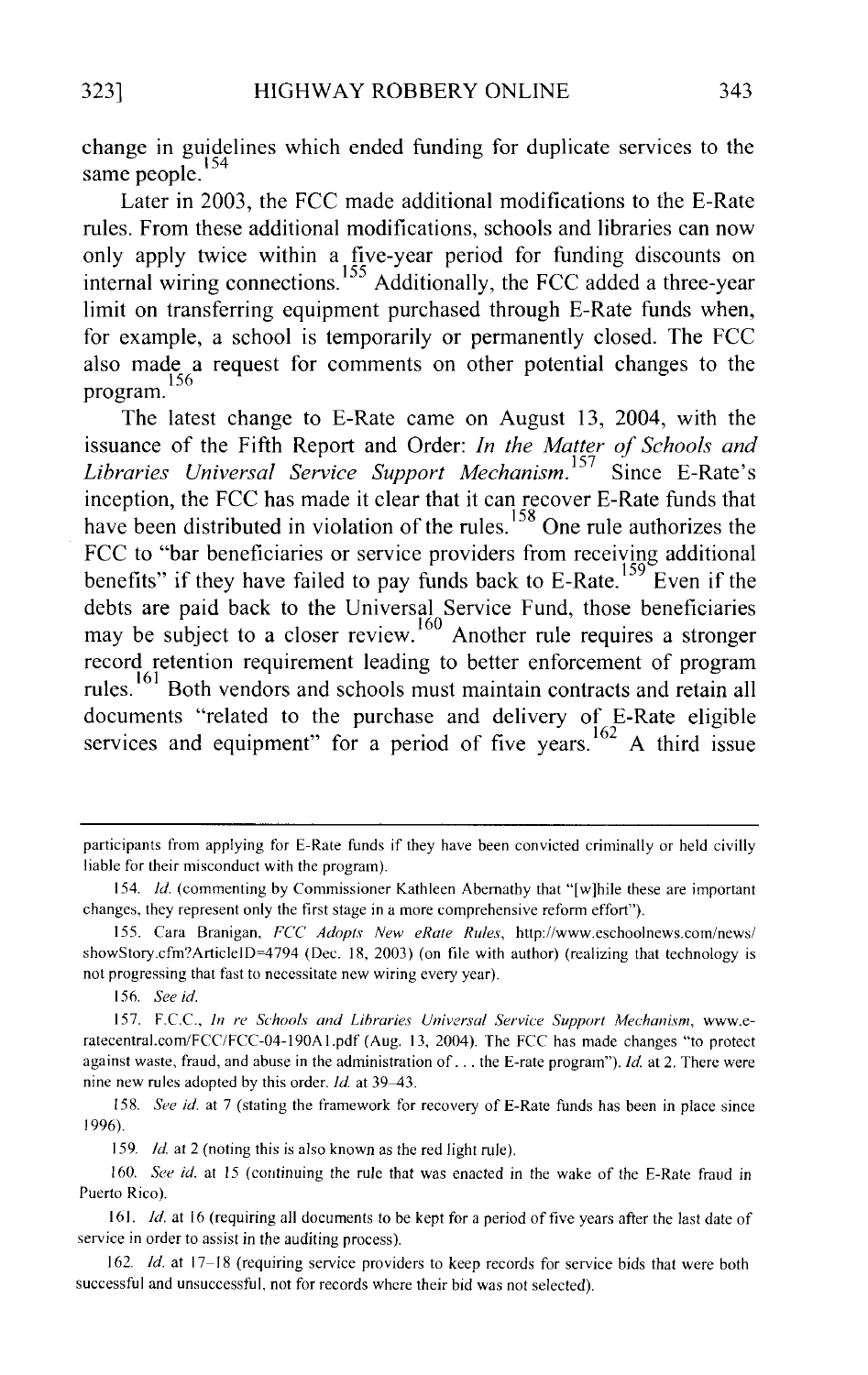change in guidelines which ended funding for duplicate services to the same people.[154]

Later in 2003, the FCC made additional modifications to the E-Rate rules. From these additional modifications, schools and libraries can now only apply twice within a five-year period for funding discounts on internal wiring connections.[155] Additionally, the FCC added a three-year limit on transferring equipment purchased through E-Rate funds when, for example, a school is temporarily or permanently closed. The FCC also made a request for comments on other potential changes to the program.[156]

The latest change to E-Rate came on August 13, 2004, with the issuance of the Fifth Report and Order: *In the Matter of Schools and Libraries Universal Service Support Mechanism.*[157] Since E-Rate's inception, the FCC has made it clear that it can recover E-Rate funds that have been distributed in violation of the rules.[158] One rule authorizes the FCC to "bar beneficiaries or service providers from receiving additional benefits" if they have failed to pay funds back to E-Rate.[159] Even if the debts are paid back to the Universal Service Fund, those beneficiaries may be subject to a closer review.[160] Another rule requires a stronger record retention requirement leading to better enforcement of program rules.[161] Both vendors and schools must maintain contracts and retain all documents "related to the purchase and delivery of E-Rate eligible services and equipment" for a period of five years.[162] A third issue

---

participants from applying for E-Rate funds if they have been convicted criminally or held civilly liable for their misconduct with the program).

154. *Id.* (commenting by Commissioner Kathleen Abernathy that "[w]hile these are important changes, they represent only the first stage in a more comprehensive reform effort").

155. Cara Branigan, *FCC Adopts New eRate Rules*, http://www.eschoolnews.com/news/showStory.cfm?ArticleID=4794 (Dec. 18, 2003) (on file with author) (realizing that technology is not progressing that fast to necessitate new wiring every year).

156. *See id.*

157. F.C.C., *In re Schools and Libraries Universal Service Support Mechanism*, www.e-ratecentral.com/FCC/FCC-04-190A1.pdf (Aug. 13, 2004). The FCC has made changes "to protect against waste, fraud, and abuse in the administration of . . . the E-rate program"). *Id.* at 2. There were nine new rules adopted by this order. *Id.* at 39–43.

158. *See id.* at 7 (stating the framework for recovery of E-Rate funds has been in place since 1996).

159. *Id.* at 2 (noting this is also known as the red light rule).

160. *See id.* at 15 (continuing the rule that was enacted in the wake of the E-Rate fraud in Puerto Rico).

161. *Id.* at 16 (requiring all documents to be kept for a period of five years after the last date of service in order to assist in the auditing process).

162. *Id.* at 17–18 (requiring service providers to keep records for service bids that were both successful and unsuccessful, not for records where their bid was not selected).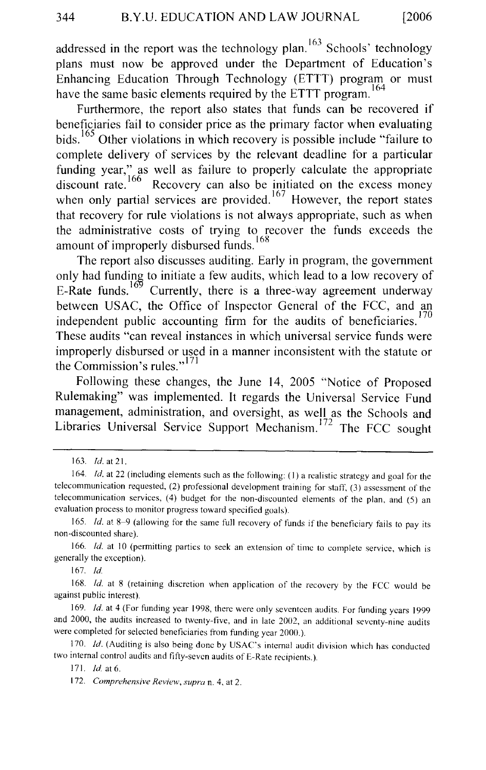addressed in the report was the technology plan.[163] Schools' technology plans must now be approved under the Department of Education's Enhancing Education Through Technology (ETTT) program or must have the same basic elements required by the ETTT program.[164]

Furthermore, the report also states that funds can be recovered if beneficiaries fail to consider price as the primary factor when evaluating bids.[165] Other violations in which recovery is possible include "failure to complete delivery of services by the relevant deadline for a particular funding year," as well as failure to properly calculate the appropriate discount rate.[166] Recovery can also be initiated on the excess money when only partial services are provided.[167] However, the report states that recovery for rule violations is not always appropriate, such as when the administrative costs of trying to recover the funds exceeds the amount of improperly disbursed funds.[168]

The report also discusses auditing. Early in program, the government only had funding to initiate a few audits, which lead to a low recovery of E-Rate funds.[169] Currently, there is a three-way agreement underway between USAC, the Office of Inspector General of the FCC, and an independent public accounting firm for the audits of beneficiaries.[170] These audits "can reveal instances in which universal service funds were improperly disbursed or used in a manner inconsistent with the statute or the Commission's rules."[171]

Following these changes, the June 14, 2005 "Notice of Proposed Rulemaking" was implemented. It regards the Universal Service Fund management, administration, and oversight, as well as the Schools and Libraries Universal Service Support Mechanism.[172] The FCC sought

---

163. *Id.* at 21.

164. *Id.* at 22 (including elements such as the following: (1) a realistic strategy and goal for the telecommunication requested, (2) professional development training for staff, (3) assessment of the telecommunication services, (4) budget for the non-discounted elements of the plan, and (5) an evaluation process to monitor progress toward specified goals).

165. *Id.* at 8–9 (allowing for the same full recovery of funds if the beneficiary fails to pay its non-discounted share).

166. *Id.* at 10 (permitting parties to seek an extension of time to complete service, which is generally the exception).

167. *Id.*

168. *Id.* at 8 (retaining discretion when application of the recovery by the FCC would be against public interest).

169. *Id.* at 4 (For funding year 1998, there were only seventeen audits. For funding years 1999 and 2000, the audits increased to twenty-five, and in late 2002, an additional seventy-nine audits were completed for selected beneficiaries from funding year 2000.).

170. *Id.* (Auditing is also being done by USAC's internal audit division which has conducted two internal control audits and fifty-seven audits of E-Rate recipients.).

171. *Id.* at 6.

172. *Comprehensive Review*, *supra* n. 4, at 2.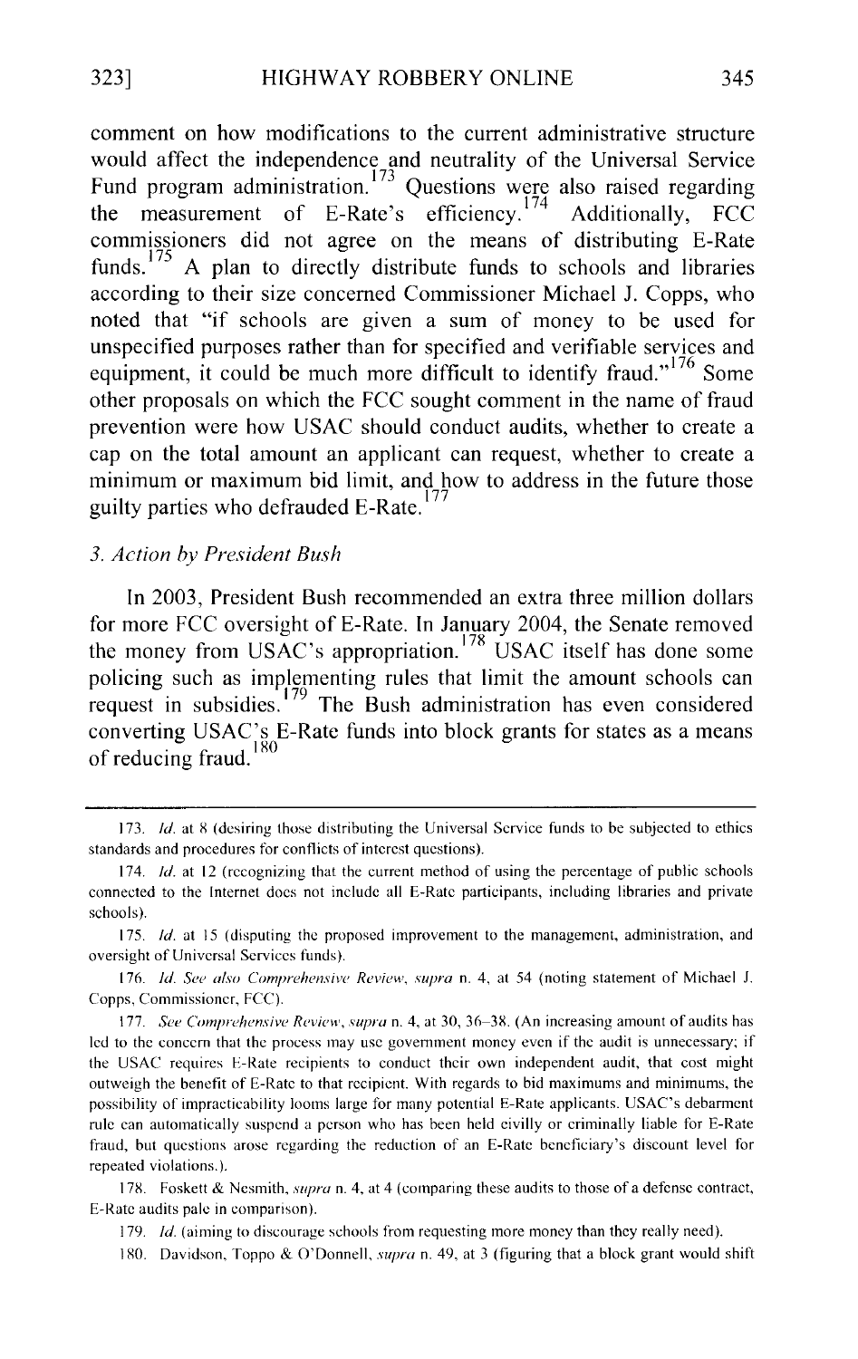comment on how modifications to the current administrative structure would affect the independence and neutrality of the Universal Service Fund program administration.[173] Questions were also raised regarding the measurement of E-Rate's efficiency.[174] Additionally, FCC commissioners did not agree on the means of distributing E-Rate funds.[175] A plan to directly distribute funds to schools and libraries according to their size concerned Commissioner Michael J. Copps, who noted that "if schools are given a sum of money to be used for unspecified purposes rather than for specified and verifiable services and equipment, it could be much more difficult to identify fraud."[176] Some other proposals on which the FCC sought comment in the name of fraud prevention were how USAC should conduct audits, whether to create a cap on the total amount an applicant can request, whether to create a minimum or maximum bid limit, and how to address in the future those guilty parties who defrauded E-Rate.[177]

### *3. Action by President Bush*

In 2003, President Bush recommended an extra three million dollars for more FCC oversight of E-Rate. In January 2004, the Senate removed the money from USAC's appropriation.[178] USAC itself has done some policing such as implementing rules that limit the amount schools can request in subsidies.[179] The Bush administration has even considered converting USAC's E-Rate funds into block grants for states as a means of reducing fraud.[180]

---

173. *Id.* at 8 (desiring those distributing the Universal Service funds to be subjected to ethics standards and procedures for conflicts of interest questions).

174. *Id.* at 12 (recognizing that the current method of using the percentage of public schools connected to the Internet does not include all E-Rate participants, including libraries and private schools).

175. *Id.* at 15 (disputing the proposed improvement to the management, administration, and oversight of Universal Services funds).

176. *Id. See also Comprehensive Review*, *supra* n. 4, at 54 (noting statement of Michael J. Copps, Commissioner, FCC).

177. *See Comprehensive Review*, *supra* n. 4, at 30, 36–38. (An increasing amount of audits has led to the concern that the process may use government money even if the audit is unnecessary; if the USAC requires E-Rate recipients to conduct their own independent audit, that cost might outweigh the benefit of E-Rate to that recipient. With regards to bid maximums and minimums, the possibility of impracticability looms large for many potential E-Rate applicants. USAC's debarment rule can automatically suspend a person who has been held civilly or criminally liable for E-Rate fraud, but questions arose regarding the reduction of an E-Rate beneficiary's discount level for repeated violations.).

178. Foskett & Nesmith, *supra* n. 4, at 4 (comparing these audits to those of a defense contract, E-Rate audits pale in comparison).

179. *Id.* (aiming to discourage schools from requesting more money than they really need).

180. Davidson, Toppo & O'Donnell, *supra* n. 49, at 3 (figuring that a block grant would shift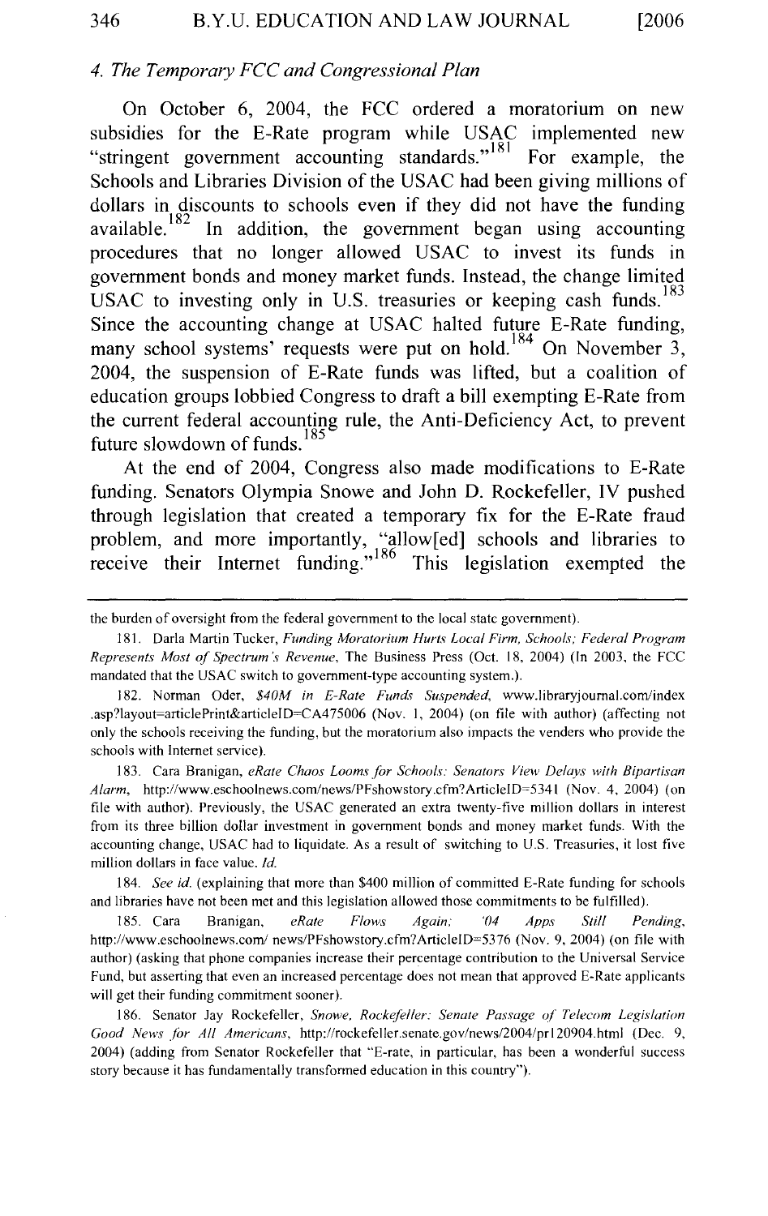### *4. The Temporary FCC and Congressional Plan*

On October 6, 2004, the FCC ordered a moratorium on new subsidies for the E-Rate program while USAC implemented new "stringent government accounting standards."[181] For example, the Schools and Libraries Division of the USAC had been giving millions of dollars in discounts to schools even if they did not have the funding available.[182] In addition, the government began using accounting procedures that no longer allowed USAC to invest its funds in government bonds and money market funds. Instead, the change limited USAC to investing only in U.S. treasuries or keeping cash funds.[183] Since the accounting change at USAC halted future E-Rate funding, many school systems' requests were put on hold.[184] On November 3, 2004, the suspension of E-Rate funds was lifted, but a coalition of education groups lobbied Congress to draft a bill exempting E-Rate from the current federal accounting rule, the Anti-Deficiency Act, to prevent future slowdown of funds.[185]

At the end of 2004, Congress also made modifications to E-Rate funding. Senators Olympia Snowe and John D. Rockefeller, IV pushed through legislation that created a temporary fix for the E-Rate fraud problem, and more importantly, "allow[ed] schools and libraries to receive their Internet funding."[186] This legislation exempted the

---

the burden of oversight from the federal government to the local state government).

181. Darla Martin Tucker, *Funding Moratorium Hurts Local Firm, Schools; Federal Program Represents Most of Spectrum's Revenue*, The Business Press (Oct. 18, 2004) (In 2003, the FCC mandated that the USAC switch to government-type accounting system.).

182. Norman Oder, *$40M in E-Rate Funds Suspended*, www.libraryjournal.com/index.asp?layout=articlePrint&articleID=CA475006 (Nov. 1, 2004) (on file with author) (affecting not only the schools receiving the funding, but the moratorium also impacts the venders who provide the schools with Internet service).

183. Cara Branigan, *eRate Chaos Looms for Schools: Senators View Delays with Bipartisan Alarm*, http://www.eschoolnews.com/news/PFshowstory.cfm?ArticleID=5341 (Nov. 4, 2004) (on file with author). Previously, the USAC generated an extra twenty-five million dollars in interest from its three billion dollar investment in government bonds and money market funds. With the accounting change, USAC had to liquidate. As a result of switching to U.S. Treasuries, it lost five million dollars in face value. *Id.*

184. *See id.* (explaining that more than $400 million of committed E-Rate funding for schools and libraries have not been met and this legislation allowed those commitments to be fulfilled).

185. Cara Branigan, *eRate Flows Again; '04 Apps Still Pending*, http://www.eschoolnews.com/ news/PFshowstory.cfm?ArticleID=5376 (Nov. 9, 2004) (on file with author) (asking that phone companies increase their percentage contribution to the Universal Service Fund, but asserting that even an increased percentage does not mean that approved E-Rate applicants will get their funding commitment sooner).

186. Senator Jay Rockefeller, *Snowe, Rockefeller: Senate Passage of Telecom Legislation Good News for All Americans*, http://rockefeller.senate.gov/news/2004/pr120904.html (Dec. 9, 2004) (adding from Senator Rockefeller that "E-rate, in particular, has been a wonderful success story because it has fundamentally transformed education in this country").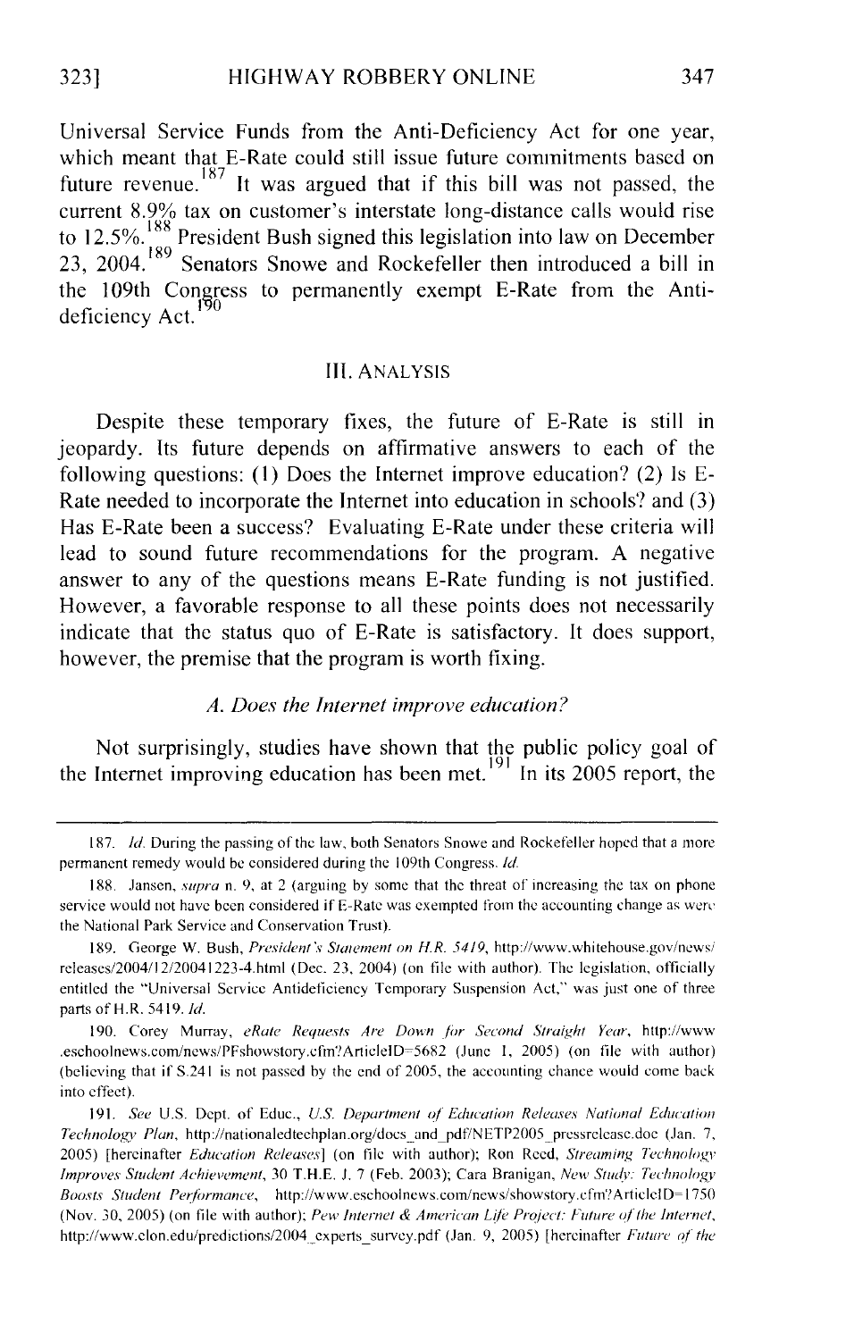Universal Service Funds from the Anti-Deficiency Act for one year, which meant that E-Rate could still issue future commitments based on future revenue.[187] It was argued that if this bill was not passed, the current 8.9% tax on customer's interstate long-distance calls would rise to 12.5%.[188] President Bush signed this legislation into law on December 23, 2004.[189] Senators Snowe and Rockefeller then introduced a bill in the 109th Congress to permanently exempt E-Rate from the Anti-deficiency Act.[190]

## III. ANALYSIS

Despite these temporary fixes, the future of E-Rate is still in jeopardy. Its future depends on affirmative answers to each of the following questions: (1) Does the Internet improve education? (2) Is E-Rate needed to incorporate the Internet into education in schools? and (3) Has E-Rate been a success? Evaluating E-Rate under these criteria will lead to sound future recommendations for the program. A negative answer to any of the questions means E-Rate funding is not justified. However, a favorable response to all these points does not necessarily indicate that the status quo of E-Rate is satisfactory. It does support, however, the premise that the program is worth fixing.

### *A. Does the Internet improve education?*

Not surprisingly, studies have shown that the public policy goal of the Internet improving education has been met.[191] In its 2005 report, the

---

187. *Id.* During the passing of the law, both Senators Snowe and Rockefeller hoped that a more permanent remedy would be considered during the 109th Congress. *Id.*

188. Jansen, *supra* n. 9, at 2 (arguing by some that the threat of increasing the tax on phone service would not have been considered if E-Rate was exempted from the accounting change as were the National Park Service and Conservation Trust).

189. George W. Bush, *President's Statement on H.R. 5419*, http://www.whitehouse.gov/news/releases/2004/12/20041223-4.html (Dec. 23, 2004) (on file with author). The legislation, officially entitled the "Universal Service Antideficiency Temporary Suspension Act," was just one of three parts of H.R. 5419. *Id.*

190. Corey Murray, *eRate Requests Are Down for Second Straight Year*, http://www.eschoolnews.com/news/PFshowstory.cfm?ArticleID=5682 (June 1, 2005) (on file with author) (believing that if S.241 is not passed by the end of 2005, the accounting chance would come back into effect).

191. *See* U.S. Dept. of Educ., *U.S. Department of Education Releases National Education Technology Plan*, http://nationaledtechplan.org/docs_and_pdf/NETP2005_pressrelease.doc (Jan. 7, 2005) [hereinafter *Education Releases*] (on file with author); Ron Reed, *Streaming Technology Improves Student Achievement*, 30 T.H.E. J. 7 (Feb. 2003); Cara Branigan, *New Study: Technology Boosts Student Performance*, http://www.eschoolnews.com/news/showstory.cfm?ArticleID=1750 (Nov. 30, 2005) (on file with author); *Pew Internet & American Life Project: Future of the Internet*, http://www.elon.edu/predictions/2004_experts_survey.pdf (Jan. 9, 2005) [hereinafter *Future of the*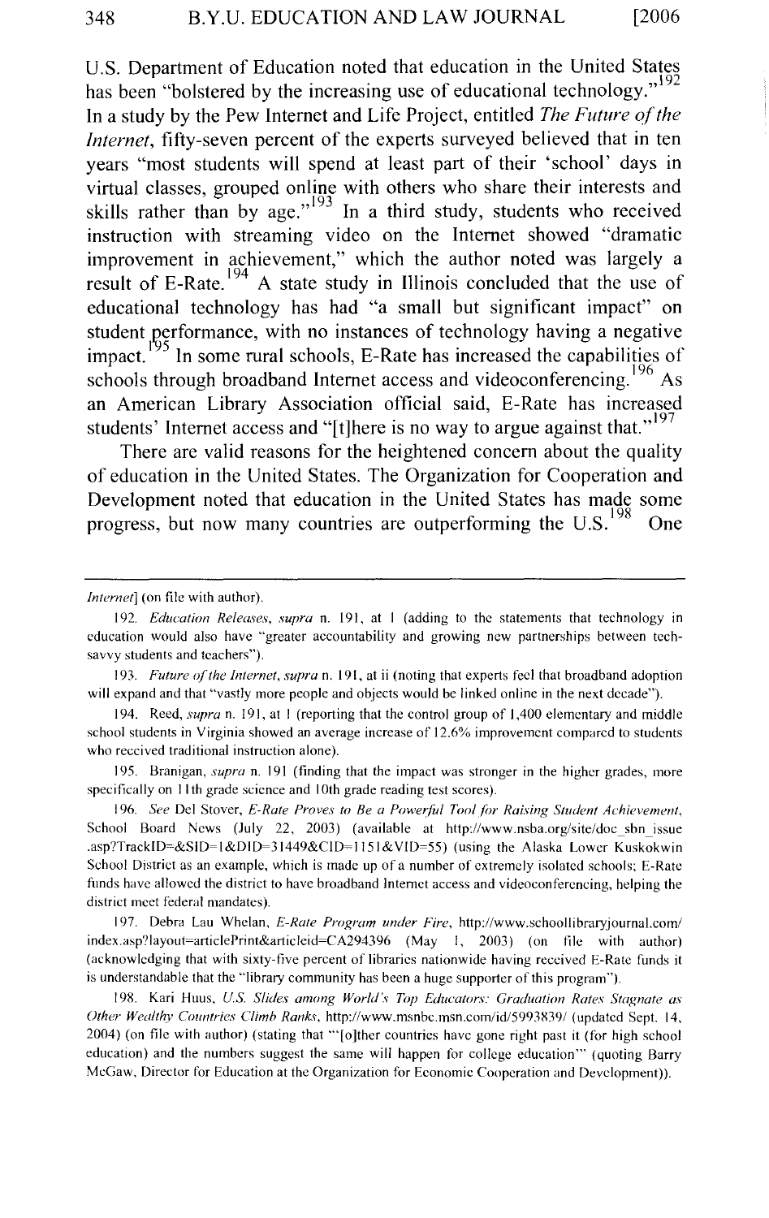U.S. Department of Education noted that education in the United States has been "bolstered by the increasing use of educational technology."[192] In a study by the Pew Internet and Life Project, entitled *The Future of the Internet*, fifty-seven percent of the experts surveyed believed that in ten years "most students will spend at least part of their 'school' days in virtual classes, grouped online with others who share their interests and skills rather than by age."[193] In a third study, students who received instruction with streaming video on the Internet showed "dramatic improvement in achievement," which the author noted was largely a result of E-Rate.[194] A state study in Illinois concluded that the use of educational technology has had "a small but significant impact" on student performance, with no instances of technology having a negative impact.[195] In some rural schools, E-Rate has increased the capabilities of schools through broadband Internet access and videoconferencing.[196] As an American Library Association official said, E-Rate has increased students' Internet access and "[t]here is no way to argue against that."[197]

There are valid reasons for the heightened concern about the quality of education in the United States. The Organization for Cooperation and Development noted that education in the United States has made some progress, but now many countries are outperforming the U.S.[198] One

---

*Internet*] (on file with author).

192. *Education Releases*, *supra* n. 191, at 1 (adding to the statements that technology in education would also have "greater accountability and growing new partnerships between tech-savvy students and teachers").

193. *Future of the Internet*, *supra* n. 191, at ii (noting that experts feel that broadband adoption will expand and that "vastly more people and objects would be linked online in the next decade").

194. Reed, *supra* n. 191, at 1 (reporting that the control group of 1,400 elementary and middle school students in Virginia showed an average increase of 12.6% improvement compared to students who received traditional instruction alone).

195. Branigan, *supra* n. 191 (finding that the impact was stronger in the higher grades, more specifically on 11th grade science and 10th grade reading test scores).

196. *See* Del Stover, *E-Rate Proves to Be a Powerful Tool for Raising Student Achievement*, School Board News (July 22, 2003) (available at http://www.nsba.org/site/doc_sbn_issue.asp?TrackID=&SID=1&DID=31449&CID=1151&VID=55) (using the Alaska Lower Kuskokwim School District as an example, which is made up of a number of extremely isolated schools; E-Rate funds have allowed the district to have broadband Internet access and videoconferencing, helping the district meet federal mandates).

197. Debra Lau Whelan, *E-Rate Program under Fire*, http://www.schoollibraryjournal.com/index.asp?layout=articlePrint&articleid=CA294396 (May 1, 2003) (on file with author) (acknowledging that with sixty-five percent of libraries nationwide having received E-Rate funds it is understandable that the "library community has been a huge supporter of this program").

198. Kari Huus, *U.S. Slides among World's Top Educators: Graduation Rates Stagnate as Other Wealthy Countries Climb Ranks*, http://www.msnbc.msn.com/id/5993839/ (updated Sept. 14, 2004) (on file with author) (stating that "'[o]ther countries have gone right past it (for high school education) and the numbers suggest the same will happen for college education'" (quoting Barry McGaw, Director for Education at the Organization for Economic Cooperation and Development)).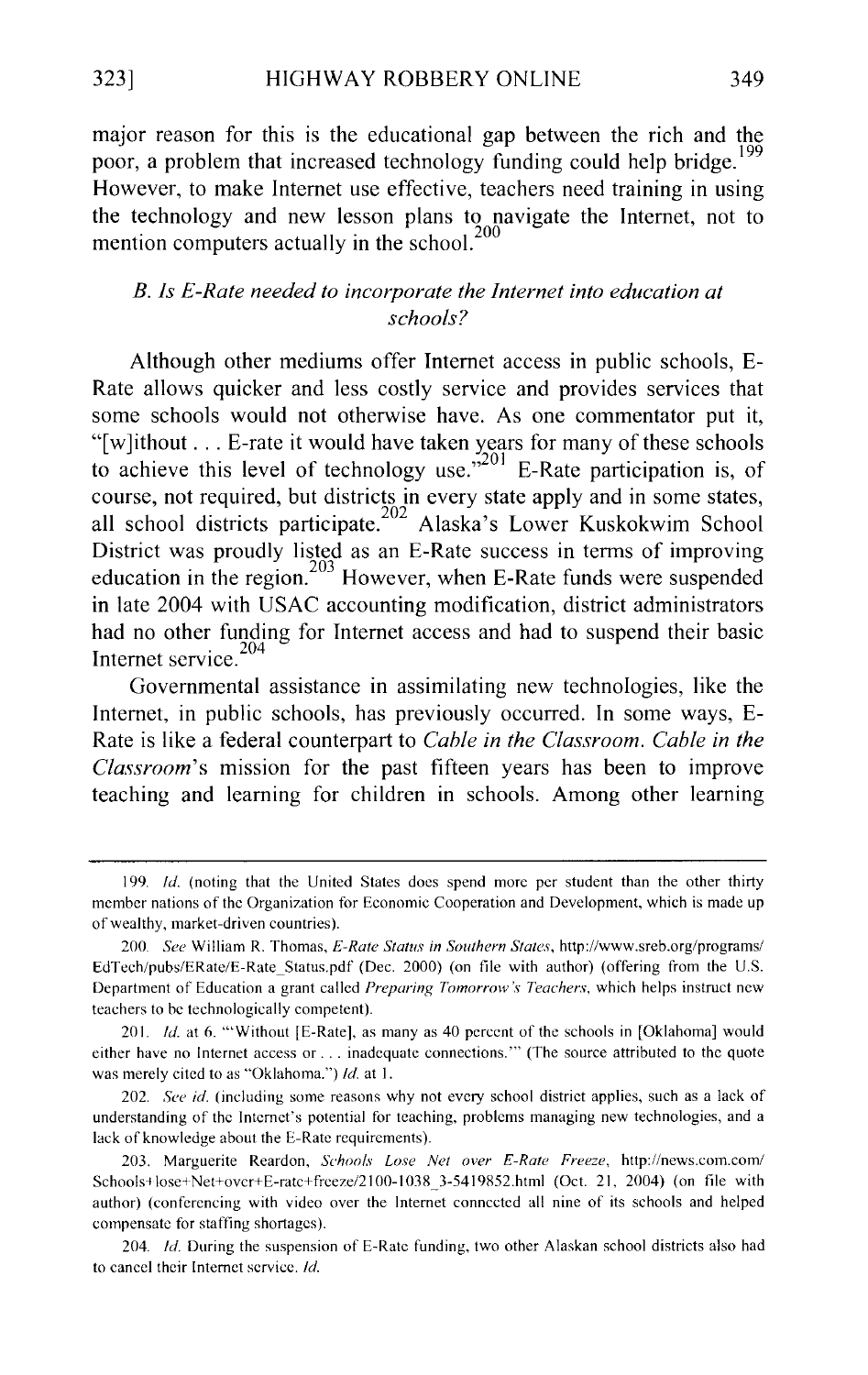major reason for this is the educational gap between the rich and the poor, a problem that increased technology funding could help bridge.[199] However, to make Internet use effective, teachers need training in using the technology and new lesson plans to navigate the Internet, not to mention computers actually in the school.[200]

### *B. Is E-Rate needed to incorporate the Internet into education at schools?*

Although other mediums offer Internet access in public schools, E-Rate allows quicker and less costly service and provides services that some schools would not otherwise have. As one commentator put it, "[w]ithout . . . E-rate it would have taken years for many of these schools to achieve this level of technology use."[201] E-Rate participation is, of course, not required, but districts in every state apply and in some states, all school districts participate.[202] Alaska's Lower Kuskokwim School District was proudly listed as an E-Rate success in terms of improving education in the region.[203] However, when E-Rate funds were suspended in late 2004 with USAC accounting modification, district administrators had no other funding for Internet access and had to suspend their basic Internet service.[204]

Governmental assistance in assimilating new technologies, like the Internet, in public schools, has previously occurred. In some ways, E-Rate is like a federal counterpart to *Cable in the Classroom*. *Cable in the Classroom*'s mission for the past fifteen years has been to improve teaching and learning for children in schools. Among other learning

---

199. *Id.* (noting that the United States does spend more per student than the other thirty member nations of the Organization for Economic Cooperation and Development, which is made up of wealthy, market-driven countries).

200. *See* William R. Thomas, *E-Rate Status in Southern States*, http://www.sreb.org/programs/EdTech/pubs/ERate/E-Rate_Status.pdf (Dec. 2000) (on file with author) (offering from the U.S. Department of Education a grant called *Preparing Tomorrow's Teachers*, which helps instruct new teachers to be technologically competent).

201. *Id.* at 6. "'Without [E-Rate], as many as 40 percent of the schools in [Oklahoma] would either have no Internet access or . . . inadequate connections.'" (The source attributed to the quote was merely cited to as "Oklahoma.") *Id.* at 1.

202. *See id.* (including some reasons why not every school district applies, such as a lack of understanding of the Internet's potential for teaching, problems managing new technologies, and a lack of knowledge about the E-Rate requirements).

203. Marguerite Reardon, *Schools Lose Net over E-Rate Freeze*, http://news.com.com/Schools+lose+Net+over+E-rate+freeze/2100-1038_3-5419852.html (Oct. 21, 2004) (on file with author) (conferencing with video over the Internet connected all nine of its schools and helped compensate for staffing shortages).

204. *Id.* During the suspension of E-Rate funding, two other Alaskan school districts also had to cancel their Internet service. *Id.*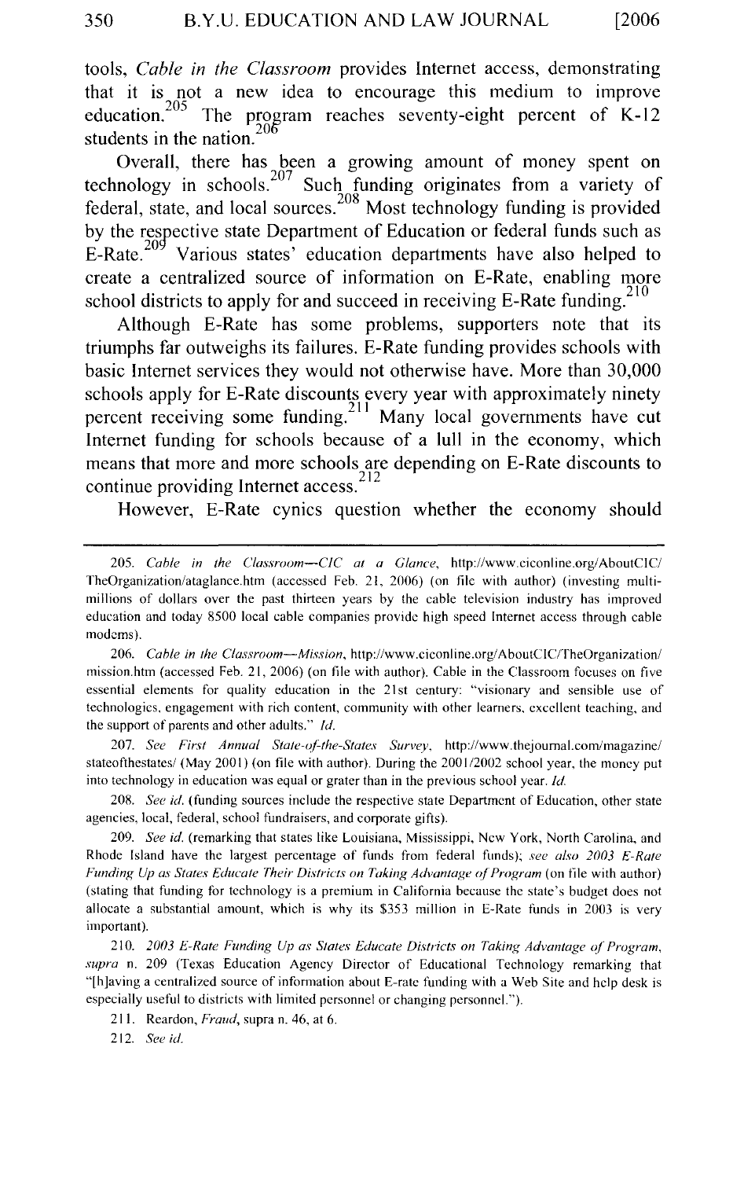tools, *Cable in the Classroom* provides Internet access, demonstrating that it is not a new idea to encourage this medium to improve education.[205] The program reaches seventy-eight percent of K-12 students in the nation.[206]

Overall, there has been a growing amount of money spent on technology in schools.[207] Such funding originates from a variety of federal, state, and local sources.[208] Most technology funding is provided by the respective state Department of Education or federal funds such as E-Rate.[209] Various states' education departments have also helped to create a centralized source of information on E-Rate, enabling more school districts to apply for and succeed in receiving E-Rate funding.[210]

Although E-Rate has some problems, supporters note that its triumphs far outweighs its failures. E-Rate funding provides schools with basic Internet services they would not otherwise have. More than 30,000 schools apply for E-Rate discounts every year with approximately ninety percent receiving some funding.[211] Many local governments have cut Internet funding for schools because of a lull in the economy, which means that more and more schools are depending on E-Rate discounts to continue providing Internet access.[212]

However, E-Rate cynics question whether the economy should

---

205. *Cable in the Classroom—CIC at a Glance*, http://www.ciconline.org/AboutCIC/TheOrganization/ataglance.htm (accessed Feb. 21, 2006) (on file with author) (investing multi-millions of dollars over the past thirteen years by the cable television industry has improved education and today 8500 local cable companies provide high speed Internet access through cable modems).

206. *Cable in the Classroom—Mission*, http://www.ciconline.org/AboutCIC/TheOrganization/mission.htm (accessed Feb. 21, 2006) (on file with author). Cable in the Classroom focuses on five essential elements for quality education in the 21st century: "visionary and sensible use of technologies, engagement with rich content, community with other learners, excellent teaching, and the support of parents and other adults." *Id.*

207. *See First Annual State-of-the-States Survey*, http://www.thejournal.com/magazine/stateofthestates/ (May 2001) (on file with author). During the 2001/2002 school year, the money put into technology in education was equal or grater than in the previous school year. *Id.*

208. *See id.* (funding sources include the respective state Department of Education, other state agencies, local, federal, school fundraisers, and corporate gifts).

209. *See id.* (remarking that states like Louisiana, Mississippi, New York, North Carolina, and Rhode Island have the largest percentage of funds from federal funds); *see also 2003 E-Rate Funding Up as States Educate Their Districts on Taking Advantage of Program* (on file with author) (stating that funding for technology is a premium in California because the state's budget does not allocate a substantial amount, which is why its $353 million in E-Rate funds in 2003 is very important).

210. *2003 E-Rate Funding Up as States Educate Districts on Taking Advantage of Program*, *supra* n. 209 (Texas Education Agency Director of Educational Technology remarking that "[h]aving a centralized source of information about E-rate funding with a Web Site and help desk is especially useful to districts with limited personnel or changing personnel.").

211. Reardon, *Fraud*, supra n. 46, at 6.

212. *See id.*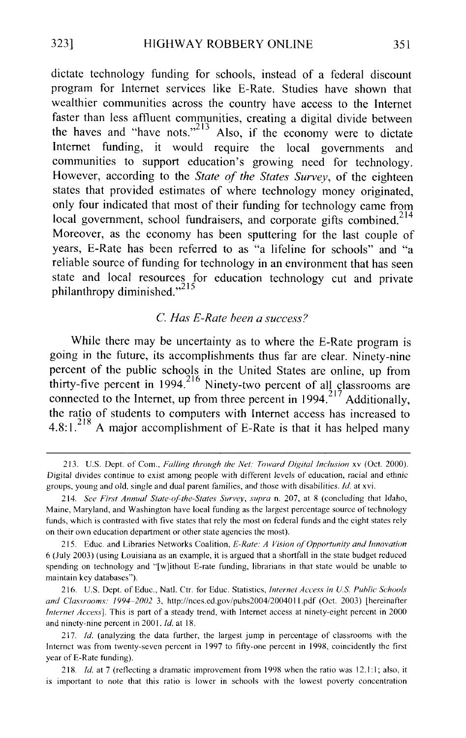dictate technology funding for schools, instead of a federal discount program for Internet services like E-Rate. Studies have shown that wealthier communities across the country have access to the Internet faster than less affluent communities, creating a digital divide between the haves and "have nots."[213] Also, if the economy were to dictate Internet funding, it would require the local governments and communities to support education's growing need for technology. However, according to the *State of the States Survey*, of the eighteen states that provided estimates of where technology money originated, only four indicated that most of their funding for technology came from local government, school fundraisers, and corporate gifts combined.[214] Moreover, as the economy has been sputtering for the last couple of years, E-Rate has been referred to as "a lifeline for schools" and "a reliable source of funding for technology in an environment that has seen state and local resources for education technology cut and private philanthropy diminished."[215]

### *C. Has E-Rate been a success?*

While there may be uncertainty as to where the E-Rate program is going in the future, its accomplishments thus far are clear. Ninety-nine percent of the public schools in the United States are online, up from thirty-five percent in 1994.[216] Ninety-two percent of all classrooms are connected to the Internet, up from three percent in 1994.[217] Additionally, the ratio of students to computers with Internet access has increased to 4.8:1.[218] A major accomplishment of E-Rate is that it has helped many

---

213. U.S. Dept. of Com., *Falling through the Net: Toward Digital Inclusion* xv (Oct. 2000). Digital divides continue to exist among people with different levels of education, racial and ethnic groups, young and old, single and dual parent families, and those with disabilities. *Id.* at xvi.

214. *See First Annual State-of-the-States Survey*, *supra* n. 207, at 8 (concluding that Idaho, Maine, Maryland, and Washington have local funding as the largest percentage source of technology funds, which is contrasted with five states that rely the most on federal funds and the eight states rely on their own education department or other state agencies the most).

215. Educ. and Libraries Networks Coalition, *E-Rate: A Vision of Opportunity and Innovation* 6 (July 2003) (using Louisiana as an example, it is argued that a shortfall in the state budget reduced spending on technology and "[w]ithout E-rate funding, librarians in that state would be unable to maintain key databases").

216. U.S. Dept. of Educ., Natl. Ctr. for Educ. Statistics, *Internet Access in U.S. Public Schools and Classrooms: 1994–2002* 3, http://nces.ed.gov/pubs2004/2004011.pdf (Oct. 2003) [hereinafter *Internet Access*]. This is part of a steady trend, with Internet access at ninety-eight percent in 2000 and ninety-nine percent in 2001. *Id.* at 18.

217. *Id.* (analyzing the data further, the largest jump in percentage of classrooms with the Internet was from twenty-seven percent in 1997 to fifty-one percent in 1998, coincidently the first year of E-Rate funding).

218. *Id.* at 7 (reflecting a dramatic improvement from 1998 when the ratio was 12.1:1; also, it is important to note that this ratio is lower in schools with the lowest poverty concentration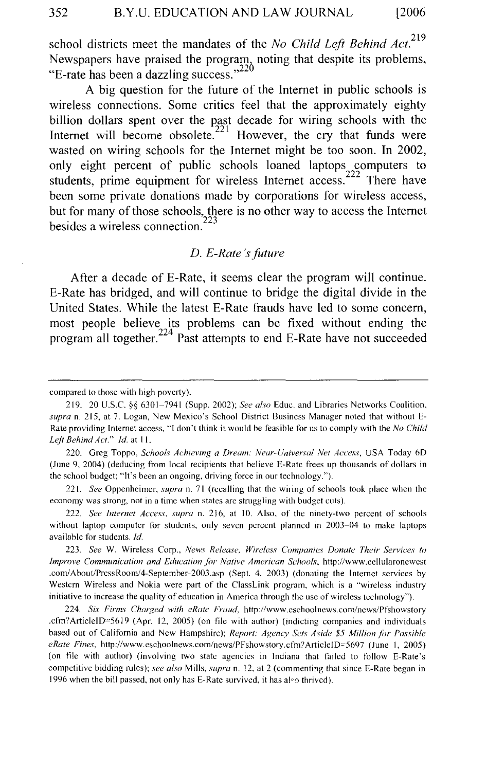school districts meet the mandates of the *No Child Left Behind Act*.[219] Newspapers have praised the program, noting that despite its problems, "E-rate has been a dazzling success."[220]

A big question for the future of the Internet in public schools is wireless connections. Some critics feel that the approximately eighty billion dollars spent over the past decade for wiring schools with the Internet will become obsolete.[221] However, the cry that funds were wasted on wiring schools for the Internet might be too soon. In 2002, only eight percent of public schools loaned laptops computers to students, prime equipment for wireless Internet access.[222] There have been some private donations made by corporations for wireless access, but for many of those schools, there is no other way to access the Internet besides a wireless connection.[223]

### *D. E-Rate's future*

After a decade of E-Rate, it seems clear the program will continue. E-Rate has bridged, and will continue to bridge the digital divide in the United States. While the latest E-Rate frauds have led to some concern, most people believe its problems can be fixed without ending the program all together.[224] Past attempts to end E-Rate have not succeeded

---

compared to those with high poverty).

219. 20 U.S.C. §§ 6301–7941 (Supp. 2002); *See also* Educ. and Libraries Networks Coalition, *supra* n. 215, at 7. Logan, New Mexico's School District Business Manager noted that without E-Rate providing Internet access, "I don't think it would be feasible for us to comply with the *No Child Left Behind Act*." *Id.* at 11.

220. Greg Toppo, *Schools Achieving a Dream: Near-Universal Net Access*, USA Today 6D (June 9, 2004) (deducing from local recipients that believe E-Rate frees up thousands of dollars in the school budget; "It's been an ongoing, driving force in our technology.").

221. *See* Oppenheimer, *supra* n. 71 (recalling that the wiring of schools took place when the economy was strong, not in a time when states are struggling with budget cuts).

222. *See Internet Access*, *supra* n. 216, at 10. Also, of the ninety-two percent of schools without laptop computer for students, only seven percent planned in 2003–04 to make laptops available for students. *Id.*

223. *See* W. Wireless Corp., *News Release, Wireless Companies Donate Their Services to Improve Communication and Education for Native American Schools*, http://www.cellularonewest.com/About/PressRoom/4-September-2003.asp (Sept. 4, 2003) (donating the Internet services by Western Wireless and Nokia were part of the ClassLink program, which is a "wireless industry initiative to increase the quality of education in America through the use of wireless technology").

224. *Six Firms Charged with eRate Fraud*, http://www.eschoolnews.com/news/Pfshowstory.cfm?ArticleID=5619 (Apr. 12, 2005) (on file with author) (indicting companies and individuals based out of California and New Hampshire); *Report: Agency Sets Aside $5 Million for Possible eRate Fines*, http://www.eschoolnews.com/news/PFshowstory.cfm?ArticleID=5697 (June 1, 2005) (on file with author) (involving two state agencies in Indiana that failed to follow E-Rate's competitive bidding rules); *see also* Mills, *supra* n. 12, at 2 (commenting that since E-Rate began in 1996 when the bill passed, not only has E-Rate survived, it has also thrived).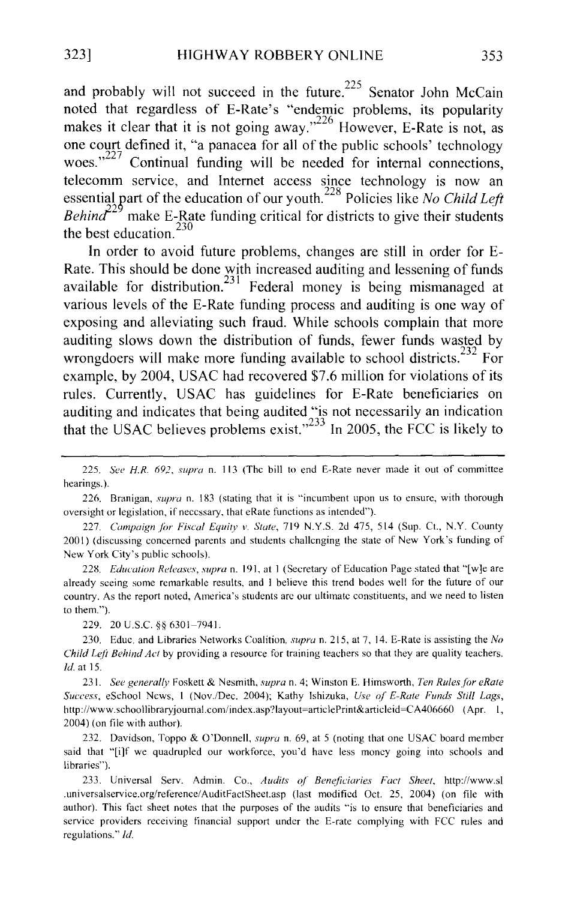and probably will not succeed in the future.[225] Senator John McCain noted that regardless of E-Rate's "endemic problems, its popularity makes it clear that it is not going away."[226] However, E-Rate is not, as one court defined it, "a panacea for all of the public schools' technology woes."[227] Continual funding will be needed for internal connections, telecomm service, and Internet access since technology is now an essential part of the education of our youth.[228] Policies like *No Child Left Behind*[229] make E-Rate funding critical for districts to give their students the best education.[230]

In order to avoid future problems, changes are still in order for E-Rate. This should be done with increased auditing and lessening of funds available for distribution.[231] Federal money is being mismanaged at various levels of the E-Rate funding process and auditing is one way of exposing and alleviating such fraud. While schools complain that more auditing slows down the distribution of funds, fewer funds wasted by wrongdoers will make more funding available to school districts.[232] For example, by 2004, USAC had recovered $7.6 million for violations of its rules. Currently, USAC has guidelines for E-Rate beneficiaries on auditing and indicates that being audited "is not necessarily an indication that the USAC believes problems exist."[233] In 2005, the FCC is likely to

---

225. *See H.R. 692*, *supra* n. 113 (The bill to end E-Rate never made it out of committee hearings.).

226. Branigan, *supra* n. 183 (stating that it is "incumbent upon us to ensure, with thorough oversight or legislation, if necessary, that eRate functions as intended").

227. *Campaign for Fiscal Equity v. State*, 719 N.Y.S. 2d 475, 514 (Sup. Ct., N.Y. County 2001) (discussing concerned parents and students challenging the state of New York's funding of New York City's public schools).

228. *Education Releases*, *supra* n. 191, at 1 (Secretary of Education Page stated that "[w]e are already seeing some remarkable results, and I believe this trend bodes well for the future of our country. As the report noted, America's students are our ultimate constituents, and we need to listen to them.").

229. 20 U.S.C. §§ 6301–7941.

230. Educ. and Libraries Networks Coalition, *supra* n. 215, at 7, 14. E-Rate is assisting the *No Child Left Behind Act* by providing a resource for training teachers so that they are quality teachers. *Id.* at 15.

231. *See generally* Foskett & Nesmith, *supra* n. 4; Winston E. Himsworth, *Ten Rules for eRate Success*, eSchool News, 1 (Nov./Dec. 2004); Kathy Ishizuka, *Use of E-Rate Funds Still Lags*, http://www.schoollibraryjournal.com/index.asp?layout=articlePrint&articleid=CA406660 (Apr. 1, 2004) (on file with author).

232. Davidson, Toppo & O'Donnell, *supra* n. 69, at 5 (noting that one USAC board member said that "[i]f we quadrupled our workforce, you'd have less money going into schools and libraries").

233. Universal Serv. Admin. Co., *Audits of Beneficiaries Fact Sheet*, http://www.sl.universalservice.org/reference/AuditFactSheet.asp (last modified Oct. 25, 2004) (on file with author). This fact sheet notes that the purposes of the audits "is to ensure that beneficiaries and service providers receiving financial support under the E-rate complying with FCC rules and regulations." *Id.*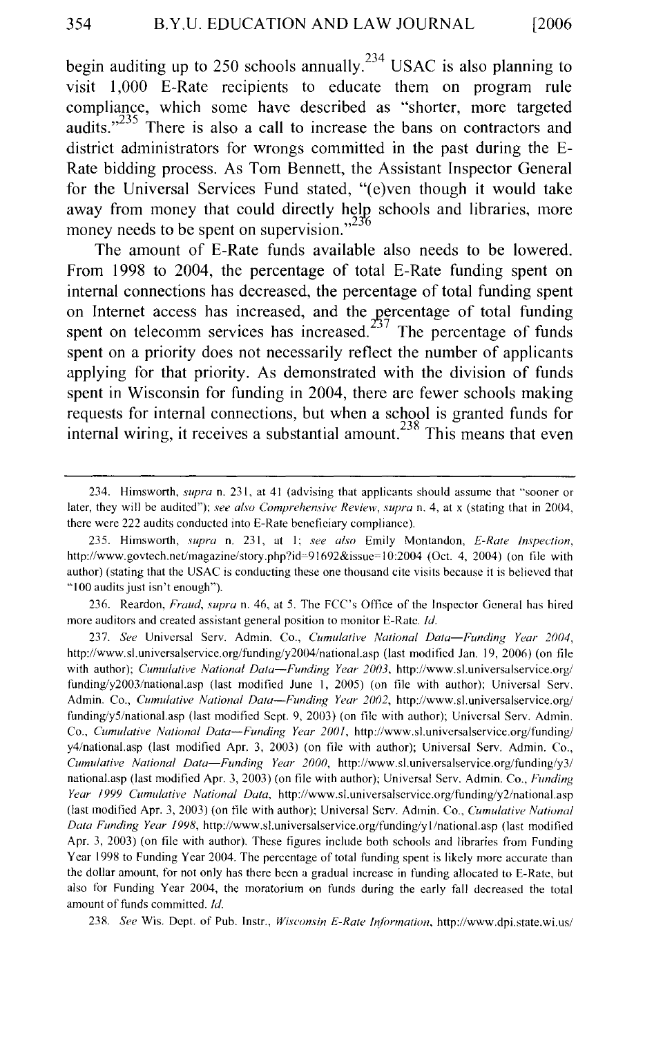begin auditing up to 250 schools annually.[234] USAC is also planning to visit 1,000 E-Rate recipients to educate them on program rule compliance, which some have described as "shorter, more targeted audits."[235] There is also a call to increase the bans on contractors and district administrators for wrongs committed in the past during the E-Rate bidding process. As Tom Bennett, the Assistant Inspector General for the Universal Services Fund stated, "(e)ven though it would take away from money that could directly help schools and libraries, more money needs to be spent on supervision."[236]

The amount of E-Rate funds available also needs to be lowered. From 1998 to 2004, the percentage of total E-Rate funding spent on internal connections has decreased, the percentage of total funding spent on Internet access has increased, and the percentage of total funding spent on telecomm services has increased.[237] The percentage of funds spent on a priority does not necessarily reflect the number of applicants applying for that priority. As demonstrated with the division of funds spent in Wisconsin for funding in 2004, there are fewer schools making requests for internal connections, but when a school is granted funds for internal wiring, it receives a substantial amount.[238] This means that even

---

234. Himsworth, *supra* n. 231, at 41 (advising that applicants should assume that "sooner or later, they will be audited"); *see also Comprehensive Review*, *supra* n. 4, at x (stating that in 2004, there were 222 audits conducted into E-Rate beneficiary compliance).

235. Himsworth, *supra* n. 231, at 1; *see also* Emily Montandon, *E-Rate Inspection*, http://www.govtech.net/magazine/story.php?id=91692&issue=10:2004 (Oct. 4, 2004) (on file with author) (stating that the USAC is conducting these one thousand cite visits because it is believed that "100 audits just isn't enough").

236. Reardon, *Fraud*, *supra* n. 46, at 5. The FCC's Office of the Inspector General has hired more auditors and created assistant general position to monitor E-Rate. *Id.*

237. *See* Universal Serv. Admin. Co., *Cumulative National Data—Funding Year 2004*, http://www.sl.universalservice.org/funding/y2004/national.asp (last modified Jan. 19, 2006) (on file with author); *Cumulative National Data—Funding Year 2003*, http://www.sl.universalservice.org/funding/y2003/national.asp (last modified June 1, 2005) (on file with author); Universal Serv. Admin. Co., *Cumulative National Data—Funding Year 2002*, http://www.sl.universalservice.org/funding/y5/national.asp (last modified Sept. 9, 2003) (on file with author); Universal Serv. Admin. Co., *Cumulative National Data—Funding Year 2001*, http://www.sl.universalservice.org/funding/y4/national.asp (last modified Apr. 3, 2003) (on file with author); Universal Serv. Admin. Co., *Cumulative National Data—Funding Year 2000*, http://www.sl.universalservice.org/funding/y3/national.asp (last modified Apr. 3, 2003) (on file with author); Universal Serv. Admin. Co., *Funding Year 1999 Cumulative National Data*, http://www.sl.universalservice.org/funding/y2/national.asp (last modified Apr. 3, 2003) (on file with author); Universal Serv. Admin. Co., *Cumulative National Data Funding Year 1998*, http://www.sl.universalservice.org/funding/y1/national.asp (last modified Apr. 3, 2003) (on file with author). These figures include both schools and libraries from Funding Year 1998 to Funding Year 2004. The percentage of total funding spent is likely more accurate than the dollar amount, for not only has there been a gradual increase in funding allocated to E-Rate, but also for Funding Year 2004, the moratorium on funds during the early fall decreased the total amount of funds committed. *Id.*

238. *See* Wis. Dept. of Pub. Instr., *Wisconsin E-Rate Information*, http://www.dpi.state.wi.us/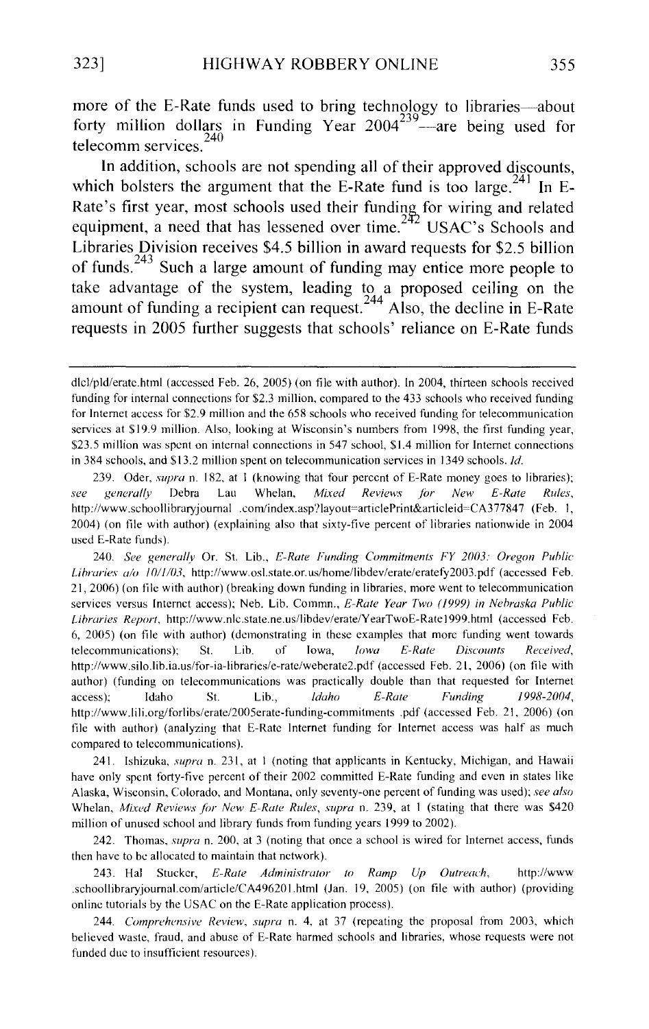more of the E-Rate funds used to bring technology to libraries—about forty million dollars in Funding Year 2004[239]—are being used for telecomm services.[240]

In addition, schools are not spending all of their approved discounts, which bolsters the argument that the E-Rate fund is too large.[241] In E-Rate's first year, most schools used their funding for wiring and related equipment, a need that has lessened over time.[242] USAC's Schools and Libraries Division receives $4.5 billion in award requests for $2.5 billion of funds.[243] Such a large amount of funding may entice more people to take advantage of the system, leading to a proposed ceiling on the amount of funding a recipient can request.[244] Also, the decline in E-Rate requests in 2005 further suggests that schools' reliance on E-Rate funds

---

dlcl/pld/erate.html (accessed Feb. 26, 2005) (on file with author). In 2004, thirteen schools received funding for internal connections for $2.3 million, compared to the 433 schools who received funding for Internet access for $2.9 million and the 658 schools who received funding for telecommunication services at $19.9 million. Also, looking at Wisconsin's numbers from 1998, the first funding year, $23.5 million was spent on internal connections in 547 school, $1.4 million for Internet connections in 384 schools, and $13.2 million spent on telecommunication services in 1349 schools. *Id.*

239. Oder, *supra* n. 182, at 1 (knowing that four percent of E-Rate money goes to libraries); *see generally* Debra Lau Whelan, *Mixed Reviews for New E-Rate Rules*, http://www.schoollibraryjournal .com/index.asp?layout=articlePrint&articleid=CA377847 (Feb. 1, 2004) (on file with author) (explaining also that sixty-five percent of libraries nationwide in 2004 used E-Rate funds).

240. *See generally* Or. St. Lib., *E-Rate Funding Commitments FY 2003: Oregon Public Libraries a/o 10/1/03*, http://www.osl.state.or.us/home/libdev/erate/eratefy2003.pdf (accessed Feb. 21, 2006) (on file with author) (breaking down funding in libraries, more went to telecommunication services versus Internet access); Neb. Lib. Commn., *E-Rate Year Two (1999) in Nebraska Public Libraries Report*, http://www.nlc.state.ne.us/libdev/erate/YearTwoE-Rate1999.html (accessed Feb. 6, 2005) (on file with author) (demonstrating in these examples that more funding went towards telecommunications); St. Lib. of Iowa, *Iowa E-Rate Discounts Received*, http://www.silo.lib.ia.us/for-ia-libraries/e-rate/weberate2.pdf (accessed Feb. 21, 2006) (on file with author) (funding on telecommunications was practically double than that requested for Internet access); Idaho St. Lib., *Idaho E-Rate Funding 1998-2004*, http://www.lili.org/forlibs/erate/2005erate-funding-commitments .pdf (accessed Feb. 21, 2006) (on file with author) (analyzing that E-Rate Internet funding for Internet access was half as much compared to telecommunications).

241. Ishizuka, *supra* n. 231, at 1 (noting that applicants in Kentucky, Michigan, and Hawaii have only spent forty-five percent of their 2002 committed E-Rate funding and even in states like Alaska, Wisconsin, Colorado, and Montana, only seventy-one percent of funding was used); *see also* Whelan, *Mixed Reviews for New E-Rate Rules*, *supra* n. 239, at 1 (stating that there was $420 million of unused school and library funds from funding years 1999 to 2002).

242. Thomas, *supra* n. 200, at 3 (noting that once a school is wired for Internet access, funds then have to be allocated to maintain that network).

243. Hal Stucker, *E-Rate Administrator to Ramp Up Outreach*, http://www .schoollibraryjournal.com/article/CA496201.html (Jan. 19, 2005) (on file with author) (providing online tutorials by the USAC on the E-Rate application process).

244. *Comprehensive Review*, *supra* n. 4, at 37 (repeating the proposal from 2003, which believed waste, fraud, and abuse of E-Rate harmed schools and libraries, whose requests were not funded due to insufficient resources).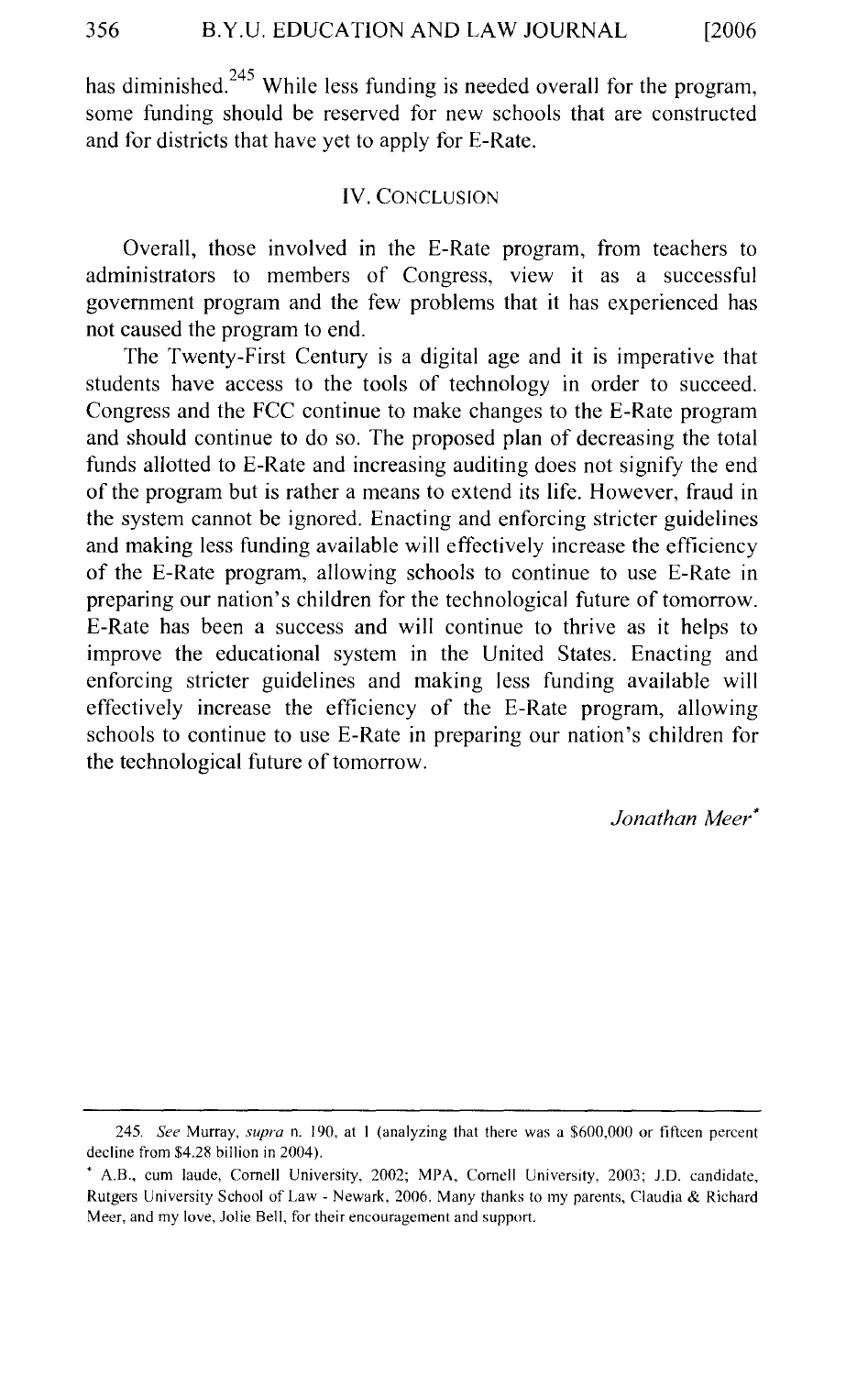has diminished.[245] While less funding is needed overall for the program, some funding should be reserved for new schools that are constructed and for districts that have yet to apply for E-Rate.

## IV. CONCLUSION

Overall, those involved in the E-Rate program, from teachers to administrators to members of Congress, view it as a successful government program and the few problems that it has experienced has not caused the program to end.

The Twenty-First Century is a digital age and it is imperative that students have access to the tools of technology in order to succeed. Congress and the FCC continue to make changes to the E-Rate program and should continue to do so. The proposed plan of decreasing the total funds allotted to E-Rate and increasing auditing does not signify the end of the program but is rather a means to extend its life. However, fraud in the system cannot be ignored. Enacting and enforcing stricter guidelines and making less funding available will effectively increase the efficiency of the E-Rate program, allowing schools to continue to use E-Rate in preparing our nation's children for the technological future of tomorrow. E-Rate has been a success and will continue to thrive as it helps to improve the educational system in the United States. Enacting and enforcing stricter guidelines and making less funding available will effectively increase the efficiency of the E-Rate program, allowing schools to continue to use E-Rate in preparing our nation's children for the technological future of tomorrow.

*Jonathan Meer*[*]

---

245. *See* Murray, *supra* n. 190, at 1 (analyzing that there was a $600,000 or fifteen percent decline from $4.28 billion in 2004).

[*] A.B., cum laude, Cornell University, 2002; MPA, Cornell University, 2003; J.D. candidate, Rutgers University School of Law - Newark, 2006. Many thanks to my parents, Claudia & Richard Meer, and my love, Jolie Bell, for their encouragement and support.